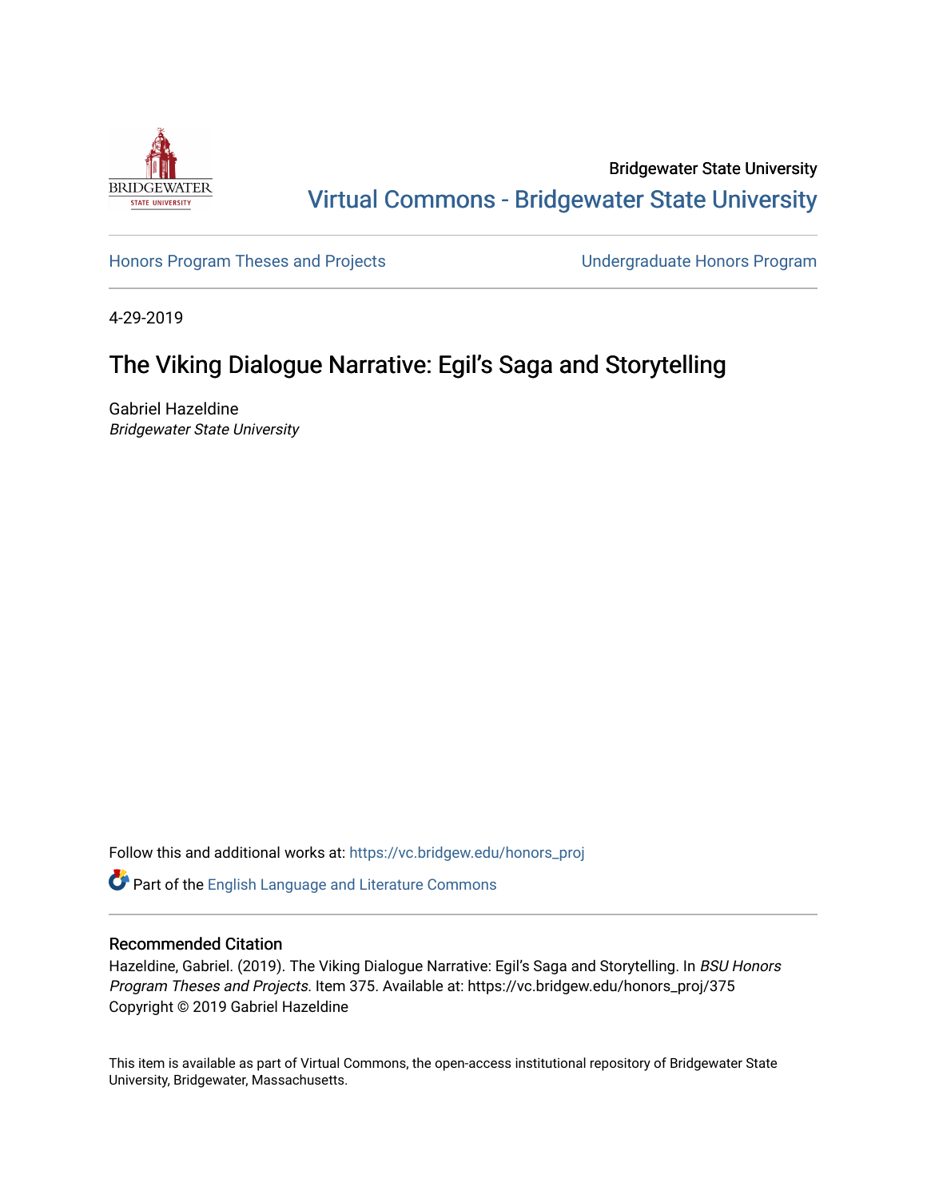Bridgewater State University

Virtual Commons - Bridgewater State University

Honors Program Theses and Projects

Undergraduate Honors Program

4-29-2019

# The Viking Dialogue Narrative: Egil's Saga and Storytelling

Gabriel Hazeldine

*Bridgewater State University*

Follow this and additional works at: https://vc.bridgew.edu/honors_proj

Part of the English Language and Literature Commons

## Recommended Citation

Hazeldine, Gabriel. (2019). The Viking Dialogue Narrative: Egil's Saga and Storytelling. In *BSU Honors Program Theses and Projects.* Item 375. Available at: https://vc.bridgew.edu/honors_proj/375

Copyright © 2019 Gabriel Hazeldine

This item is available as part of Virtual Commons, the open-access institutional repository of Bridgewater State University, Bridgewater, Massachusetts.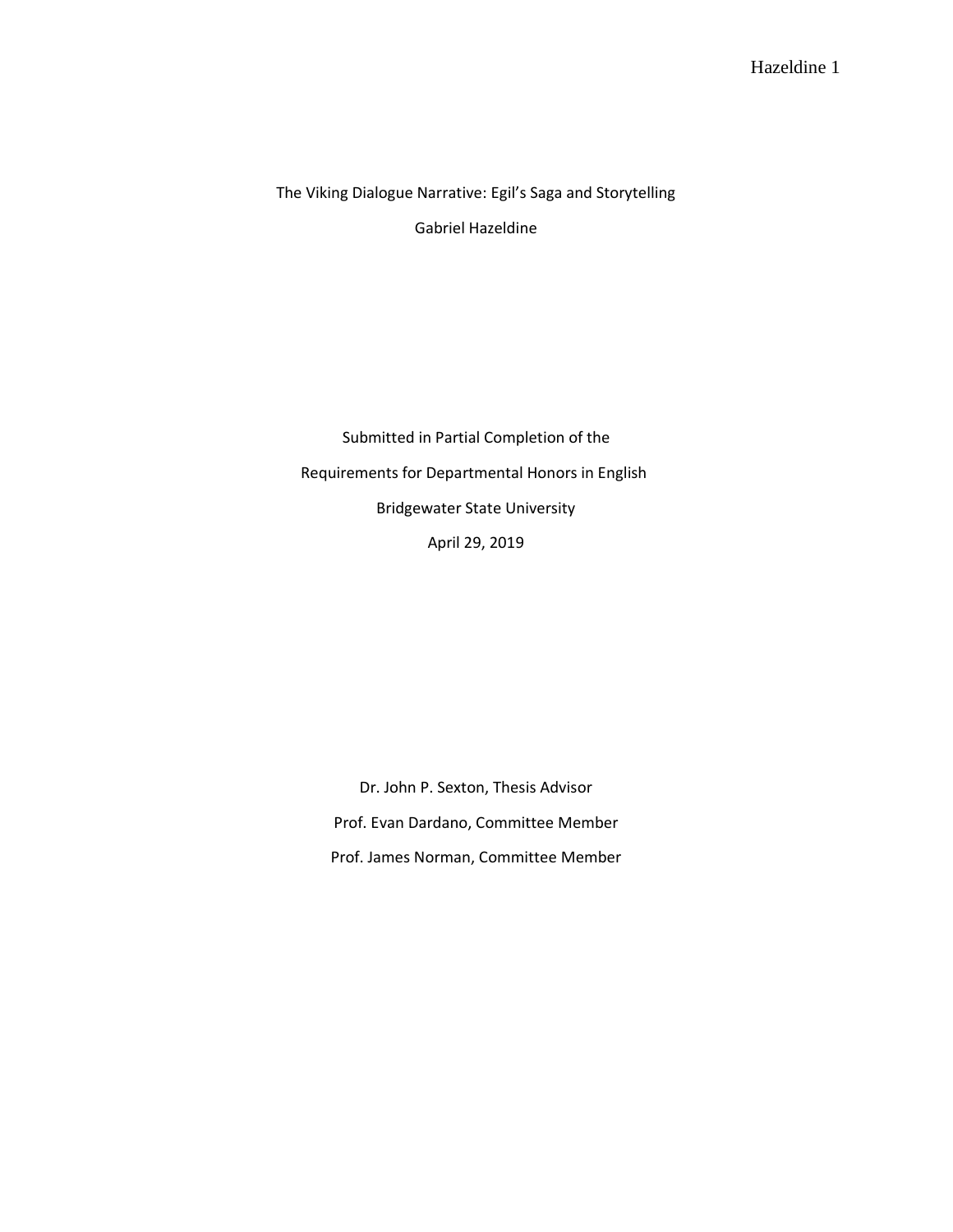The Viking Dialogue Narrative: Egil's Saga and Storytelling

Gabriel Hazeldine

Submitted in Partial Completion of the

Requirements for Departmental Honors in English

Bridgewater State University

April 29, 2019

Dr. John P. Sexton, Thesis Advisor

Prof. Evan Dardano, Committee Member

Prof. James Norman, Committee Member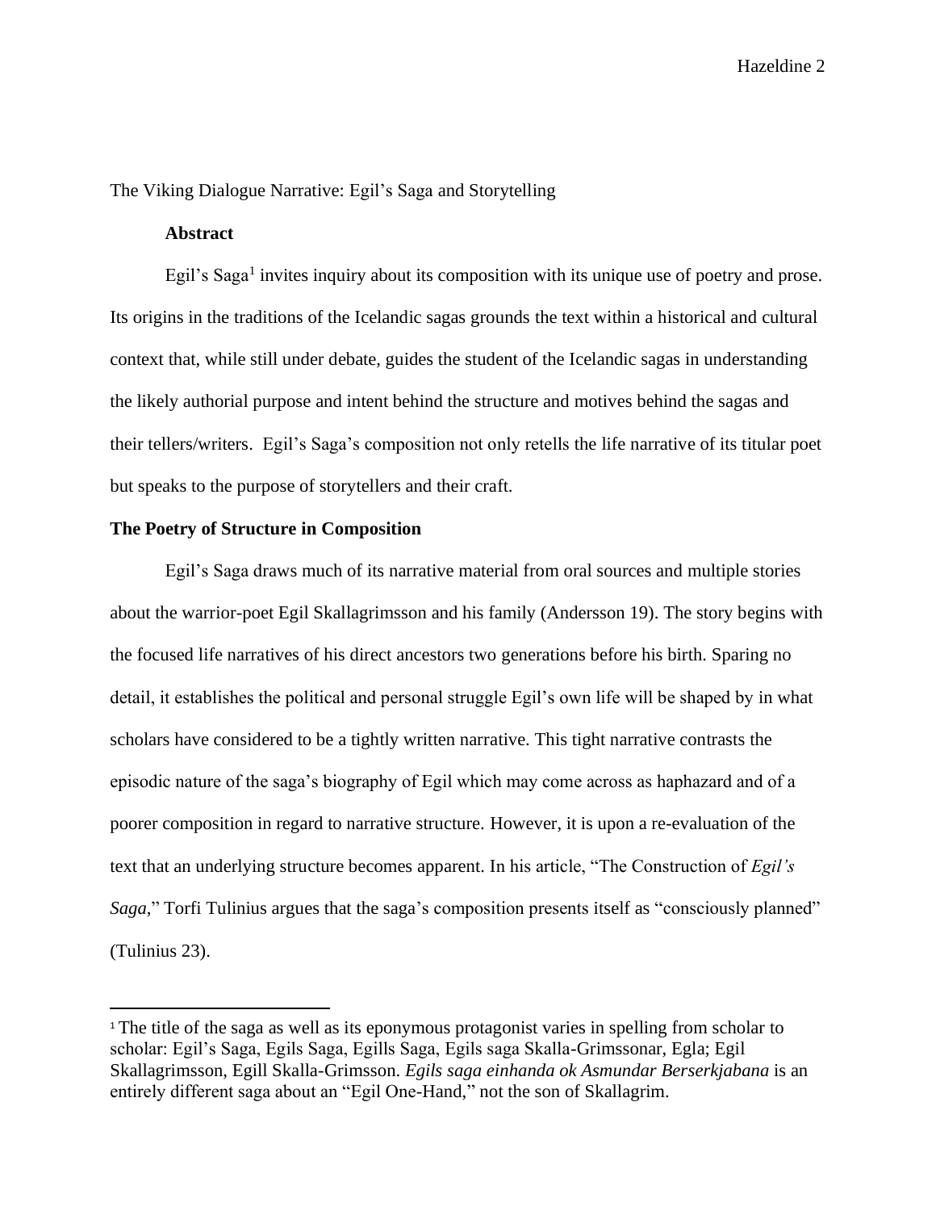The Viking Dialogue Narrative: Egil's Saga and Storytelling

**Abstract**

Egil's Saga[1] invites inquiry about its composition with its unique use of poetry and prose. Its origins in the traditions of the Icelandic sagas grounds the text within a historical and cultural context that, while still under debate, guides the student of the Icelandic sagas in understanding the likely authorial purpose and intent behind the structure and motives behind the sagas and their tellers/writers. Egil's Saga's composition not only retells the life narrative of its titular poet but speaks to the purpose of storytellers and their craft.

**The Poetry of Structure in Composition**

Egil's Saga draws much of its narrative material from oral sources and multiple stories about the warrior-poet Egil Skallagrimsson and his family (Andersson 19). The story begins with the focused life narratives of his direct ancestors two generations before his birth. Sparing no detail, it establishes the political and personal struggle Egil's own life will be shaped by in what scholars have considered to be a tightly written narrative. This tight narrative contrasts the episodic nature of the saga's biography of Egil which may come across as haphazard and of a poorer composition in regard to narrative structure. However, it is upon a re-evaluation of the text that an underlying structure becomes apparent. In his article, "The Construction of *Egil's Saga*," Torfi Tulinius argues that the saga's composition presents itself as "consciously planned" (Tulinius 23).

---

[1] The title of the saga as well as its eponymous protagonist varies in spelling from scholar to scholar: Egil's Saga, Egils Saga, Egills Saga, Egils saga Skalla-Grimssonar, Egla; Egil Skallagrimsson, Egill Skalla-Grimsson. *Egils saga einhanda ok Asmundar Berserkjabana* is an entirely different saga about an "Egil One-Hand," not the son of Skallagrim.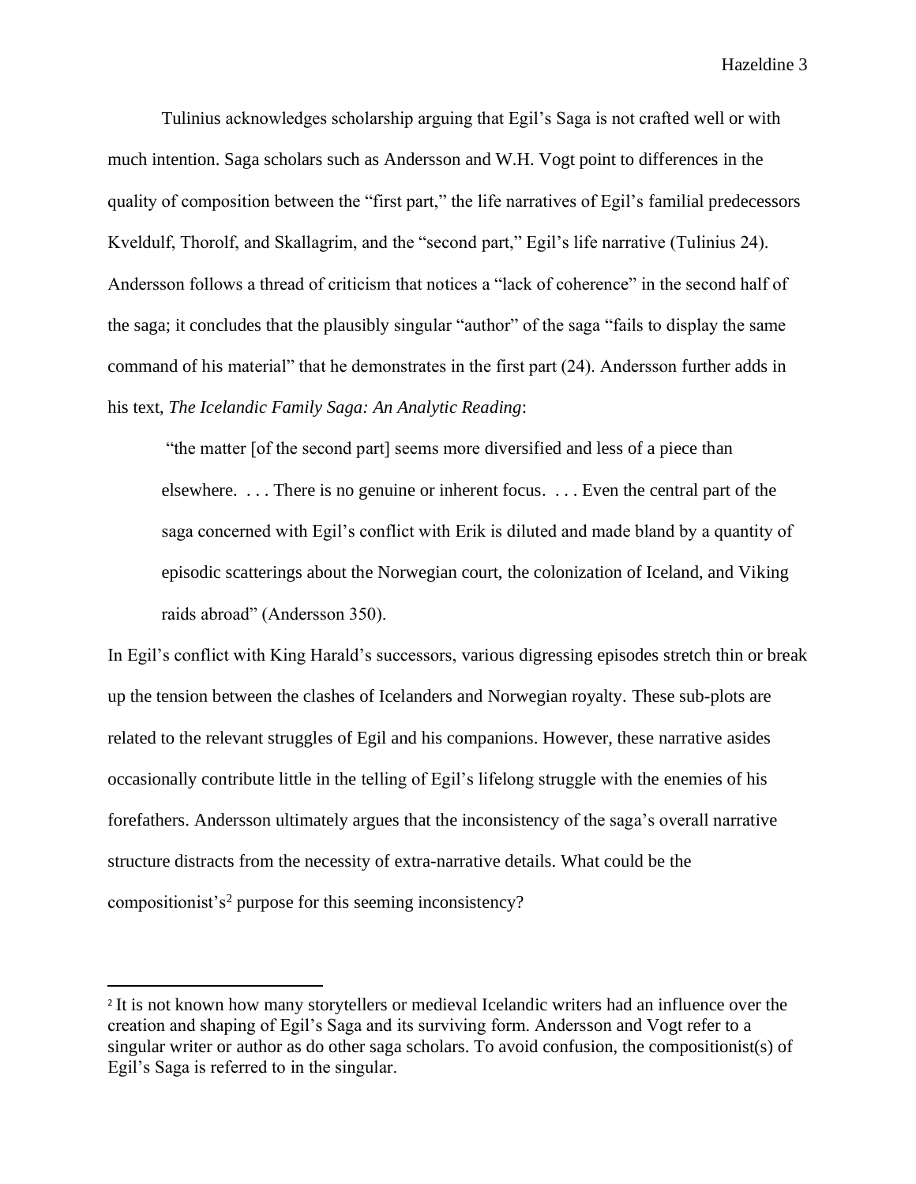Tulinius acknowledges scholarship arguing that Egil's Saga is not crafted well or with much intention. Saga scholars such as Andersson and W.H. Vogt point to differences in the quality of composition between the "first part," the life narratives of Egil's familial predecessors Kveldulf, Thorolf, and Skallagrim, and the "second part," Egil's life narrative (Tulinius 24). Andersson follows a thread of criticism that notices a "lack of coherence" in the second half of the saga; it concludes that the plausibly singular "author" of the saga "fails to display the same command of his material" that he demonstrates in the first part (24). Andersson further adds in his text, *The Icelandic Family Saga: An Analytic Reading*:

> "the matter [of the second part] seems more diversified and less of a piece than elsewhere. . . . There is no genuine or inherent focus. . . . Even the central part of the saga concerned with Egil's conflict with Erik is diluted and made bland by a quantity of episodic scatterings about the Norwegian court, the colonization of Iceland, and Viking raids abroad" (Andersson 350).

In Egil's conflict with King Harald's successors, various digressing episodes stretch thin or break up the tension between the clashes of Icelanders and Norwegian royalty. These sub-plots are related to the relevant struggles of Egil and his companions. However, these narrative asides occasionally contribute little in the telling of Egil's lifelong struggle with the enemies of his forefathers. Andersson ultimately argues that the inconsistency of the saga's overall narrative structure distracts from the necessity of extra-narrative details. What could be the compositionist's[2] purpose for this seeming inconsistency?

[2] It is not known how many storytellers or medieval Icelandic writers had an influence over the creation and shaping of Egil's Saga and its surviving form. Andersson and Vogt refer to a singular writer or author as do other saga scholars. To avoid confusion, the compositionist(s) of Egil's Saga is referred to in the singular.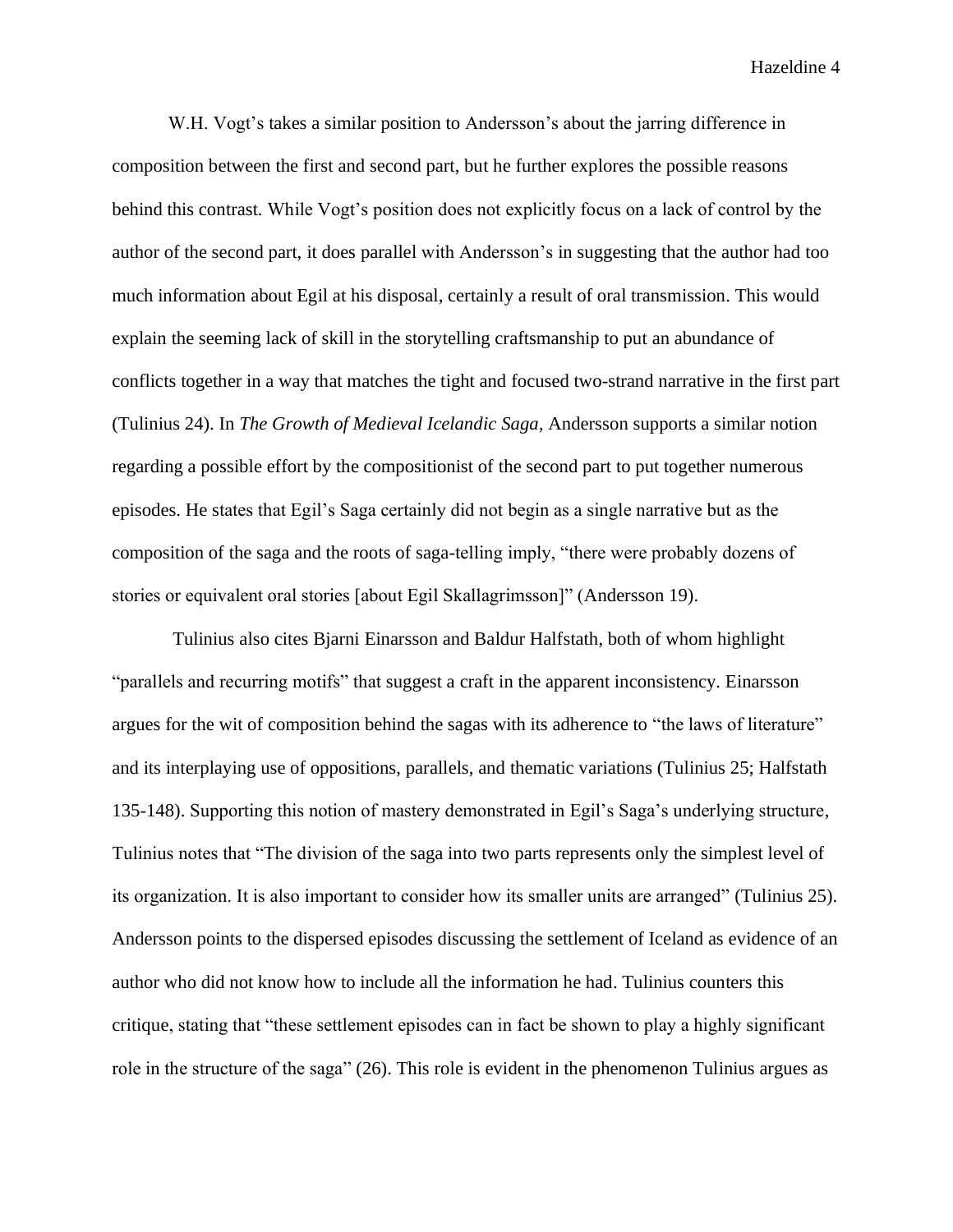W.H. Vogt's takes a similar position to Andersson's about the jarring difference in composition between the first and second part, but he further explores the possible reasons behind this contrast. While Vogt's position does not explicitly focus on a lack of control by the author of the second part, it does parallel with Andersson's in suggesting that the author had too much information about Egil at his disposal, certainly a result of oral transmission. This would explain the seeming lack of skill in the storytelling craftsmanship to put an abundance of conflicts together in a way that matches the tight and focused two-strand narrative in the first part (Tulinius 24). In *The Growth of Medieval Icelandic Saga*, Andersson supports a similar notion regarding a possible effort by the compositionist of the second part to put together numerous episodes. He states that Egil's Saga certainly did not begin as a single narrative but as the composition of the saga and the roots of saga-telling imply, "there were probably dozens of stories or equivalent oral stories [about Egil Skallagrimsson]" (Andersson 19).

Tulinius also cites Bjarni Einarsson and Baldur Halfstath, both of whom highlight "parallels and recurring motifs" that suggest a craft in the apparent inconsistency. Einarsson argues for the wit of composition behind the sagas with its adherence to "the laws of literature" and its interplaying use of oppositions, parallels, and thematic variations (Tulinius 25; Halfstath 135-148). Supporting this notion of mastery demonstrated in Egil's Saga's underlying structure, Tulinius notes that "The division of the saga into two parts represents only the simplest level of its organization. It is also important to consider how its smaller units are arranged" (Tulinius 25). Andersson points to the dispersed episodes discussing the settlement of Iceland as evidence of an author who did not know how to include all the information he had. Tulinius counters this critique, stating that "these settlement episodes can in fact be shown to play a highly significant role in the structure of the saga" (26). This role is evident in the phenomenon Tulinius argues as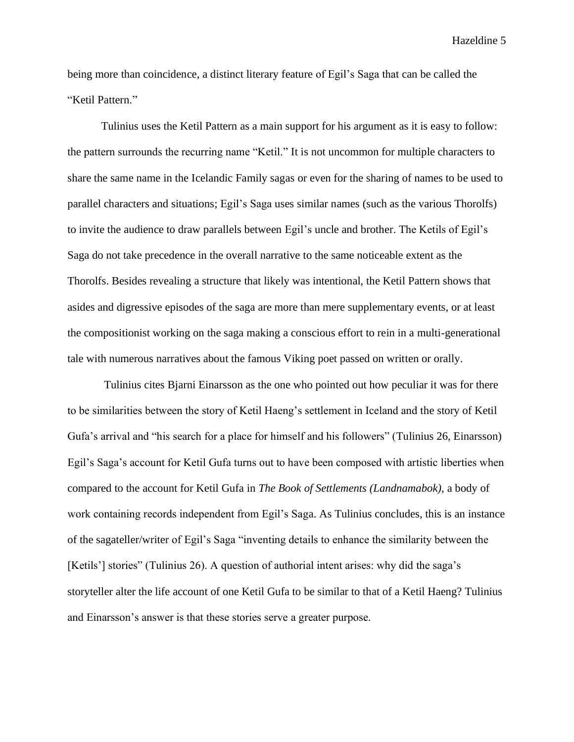being more than coincidence, a distinct literary feature of Egil's Saga that can be called the "Ketil Pattern."

Tulinius uses the Ketil Pattern as a main support for his argument as it is easy to follow: the pattern surrounds the recurring name "Ketil." It is not uncommon for multiple characters to share the same name in the Icelandic Family sagas or even for the sharing of names to be used to parallel characters and situations; Egil's Saga uses similar names (such as the various Thorolfs) to invite the audience to draw parallels between Egil's uncle and brother. The Ketils of Egil's Saga do not take precedence in the overall narrative to the same noticeable extent as the Thorolfs. Besides revealing a structure that likely was intentional, the Ketil Pattern shows that asides and digressive episodes of the saga are more than mere supplementary events, or at least the compositionist working on the saga making a conscious effort to rein in a multi-generational tale with numerous narratives about the famous Viking poet passed on written or orally.

Tulinius cites Bjarni Einarsson as the one who pointed out how peculiar it was for there to be similarities between the story of Ketil Haeng's settlement in Iceland and the story of Ketil Gufa's arrival and "his search for a place for himself and his followers" (Tulinius 26, Einarsson) Egil's Saga's account for Ketil Gufa turns out to have been composed with artistic liberties when compared to the account for Ketil Gufa in *The Book of Settlements (Landnamabok),* a body of work containing records independent from Egil's Saga. As Tulinius concludes, this is an instance of the sagateller/writer of Egil's Saga "inventing details to enhance the similarity between the [Ketils'] stories" (Tulinius 26). A question of authorial intent arises: why did the saga's storyteller alter the life account of one Ketil Gufa to be similar to that of a Ketil Haeng? Tulinius and Einarsson's answer is that these stories serve a greater purpose.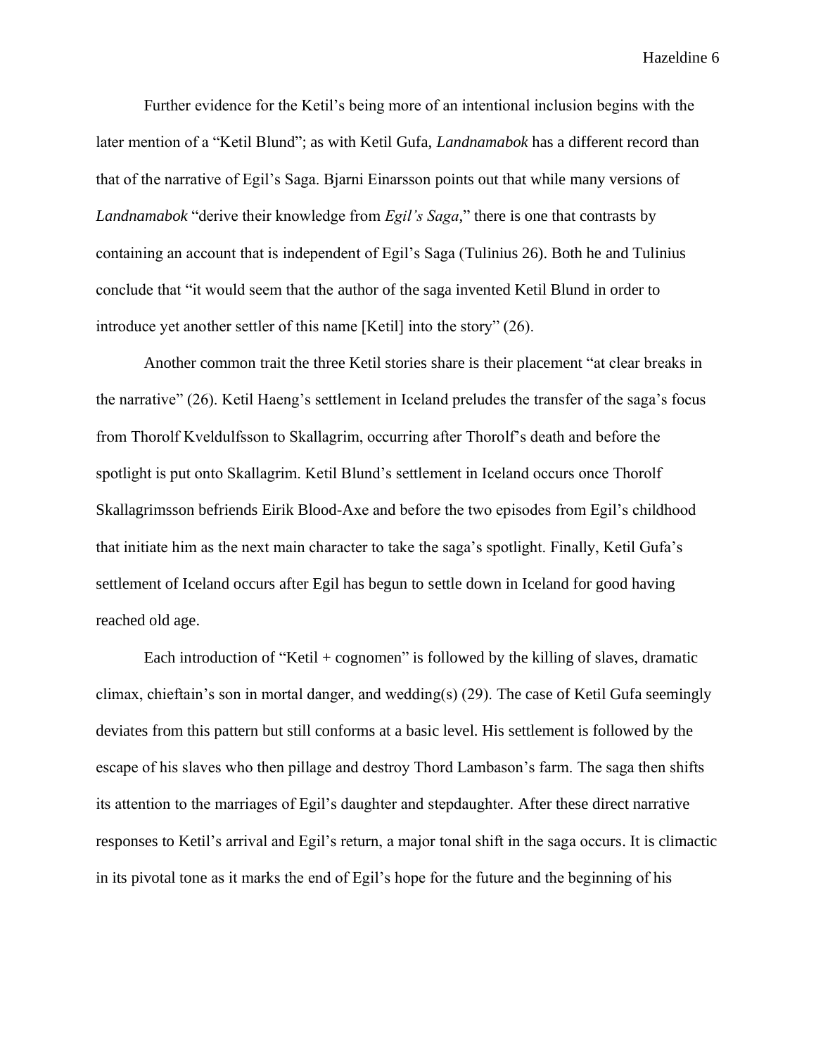Further evidence for the Ketil's being more of an intentional inclusion begins with the later mention of a "Ketil Blund"; as with Ketil Gufa, *Landnamabok* has a different record than that of the narrative of Egil's Saga. Bjarni Einarsson points out that while many versions of *Landnamabok* "derive their knowledge from *Egil's Saga*," there is one that contrasts by containing an account that is independent of Egil's Saga (Tulinius 26). Both he and Tulinius conclude that "it would seem that the author of the saga invented Ketil Blund in order to introduce yet another settler of this name [Ketil] into the story" (26).

Another common trait the three Ketil stories share is their placement "at clear breaks in the narrative" (26). Ketil Haeng's settlement in Iceland preludes the transfer of the saga's focus from Thorolf Kveldulfsson to Skallagrim, occurring after Thorolf's death and before the spotlight is put onto Skallagrim. Ketil Blund's settlement in Iceland occurs once Thorolf Skallagrimsson befriends Eirik Blood-Axe and before the two episodes from Egil's childhood that initiate him as the next main character to take the saga's spotlight. Finally, Ketil Gufa's settlement of Iceland occurs after Egil has begun to settle down in Iceland for good having reached old age.

Each introduction of "Ketil + cognomen" is followed by the killing of slaves, dramatic climax, chieftain's son in mortal danger, and wedding(s) (29). The case of Ketil Gufa seemingly deviates from this pattern but still conforms at a basic level. His settlement is followed by the escape of his slaves who then pillage and destroy Thord Lambason's farm. The saga then shifts its attention to the marriages of Egil's daughter and stepdaughter. After these direct narrative responses to Ketil's arrival and Egil's return, a major tonal shift in the saga occurs. It is climactic in its pivotal tone as it marks the end of Egil's hope for the future and the beginning of his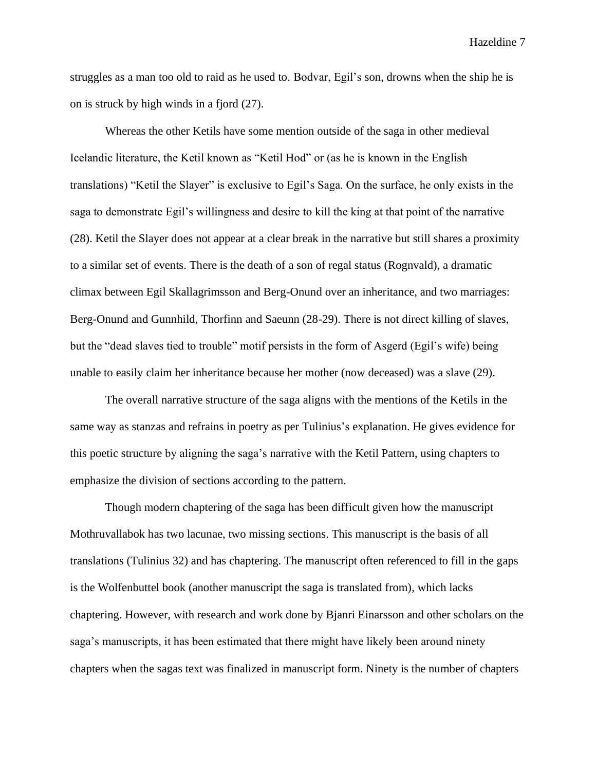struggles as a man too old to raid as he used to. Bodvar, Egil's son, drowns when the ship he is on is struck by high winds in a fjord (27).

Whereas the other Ketils have some mention outside of the saga in other medieval Icelandic literature, the Ketil known as "Ketil Hod" or (as he is known in the English translations) "Ketil the Slayer" is exclusive to Egil's Saga. On the surface, he only exists in the saga to demonstrate Egil's willingness and desire to kill the king at that point of the narrative (28). Ketil the Slayer does not appear at a clear break in the narrative but still shares a proximity to a similar set of events. There is the death of a son of regal status (Rognvald), a dramatic climax between Egil Skallagrimsson and Berg-Onund over an inheritance, and two marriages: Berg-Onund and Gunnhild, Thorfinn and Saeunn (28-29). There is not direct killing of slaves, but the "dead slaves tied to trouble" motif persists in the form of Asgerd (Egil's wife) being unable to easily claim her inheritance because her mother (now deceased) was a slave (29).

The overall narrative structure of the saga aligns with the mentions of the Ketils in the same way as stanzas and refrains in poetry as per Tulinius's explanation. He gives evidence for this poetic structure by aligning the saga's narrative with the Ketil Pattern, using chapters to emphasize the division of sections according to the pattern.

Though modern chaptering of the saga has been difficult given how the manuscript Mothruvallabok has two lacunae, two missing sections. This manuscript is the basis of all translations (Tulinius 32) and has chaptering. The manuscript often referenced to fill in the gaps is the Wolfenbuttel book (another manuscript the saga is translated from), which lacks chaptering. However, with research and work done by Bjanri Einarsson and other scholars on the saga's manuscripts, it has been estimated that there might have likely been around ninety chapters when the sagas text was finalized in manuscript form. Ninety is the number of chapters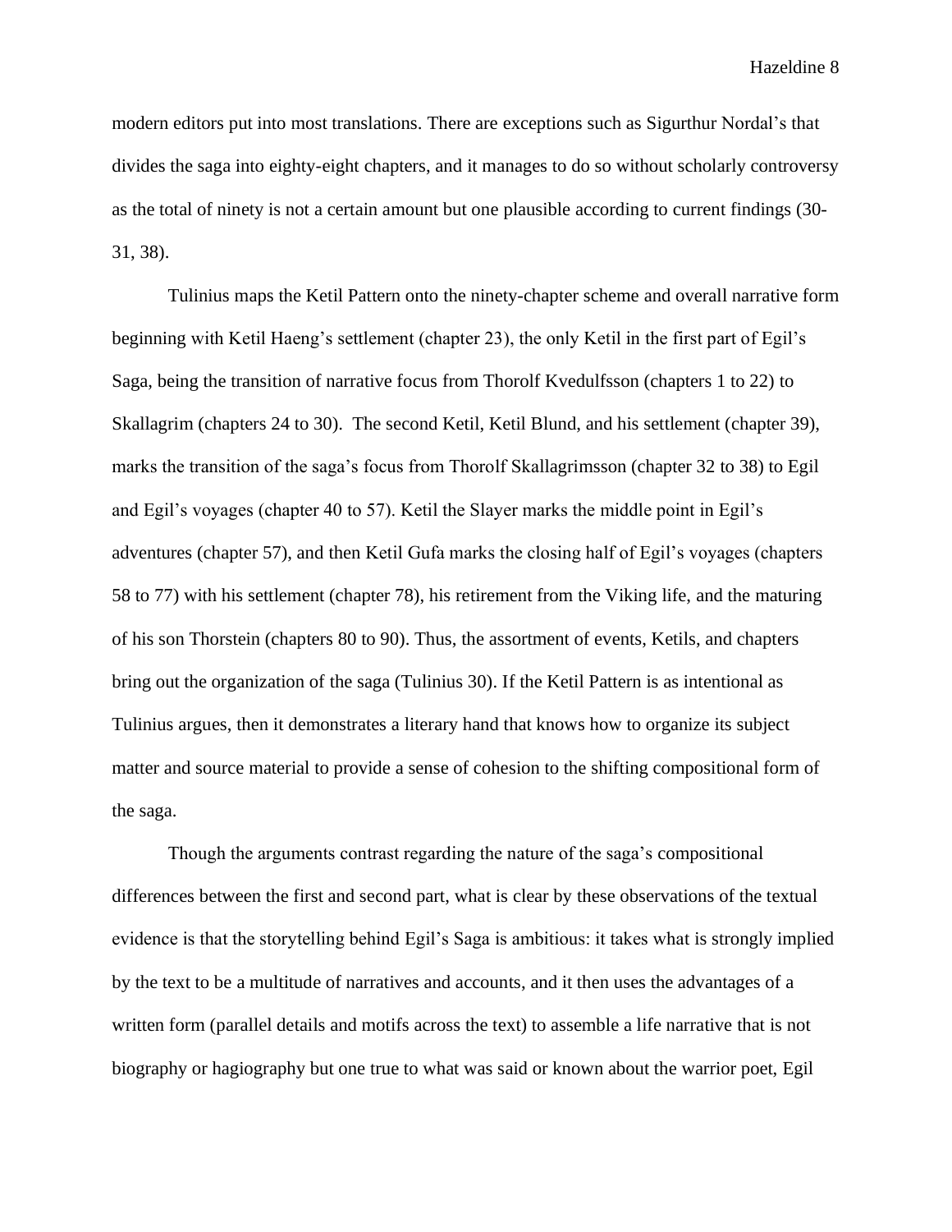modern editors put into most translations. There are exceptions such as Sigurthur Nordal's that divides the saga into eighty-eight chapters, and it manages to do so without scholarly controversy as the total of ninety is not a certain amount but one plausible according to current findings (30-31, 38).

Tulinius maps the Ketil Pattern onto the ninety-chapter scheme and overall narrative form beginning with Ketil Haeng's settlement (chapter 23), the only Ketil in the first part of Egil's Saga, being the transition of narrative focus from Thorolf Kvedulfsson (chapters 1 to 22) to Skallagrim (chapters 24 to 30). The second Ketil, Ketil Blund, and his settlement (chapter 39), marks the transition of the saga's focus from Thorolf Skallagrimsson (chapter 32 to 38) to Egil and Egil's voyages (chapter 40 to 57). Ketil the Slayer marks the middle point in Egil's adventures (chapter 57), and then Ketil Gufa marks the closing half of Egil's voyages (chapters 58 to 77) with his settlement (chapter 78), his retirement from the Viking life, and the maturing of his son Thorstein (chapters 80 to 90). Thus, the assortment of events, Ketils, and chapters bring out the organization of the saga (Tulinius 30). If the Ketil Pattern is as intentional as Tulinius argues, then it demonstrates a literary hand that knows how to organize its subject matter and source material to provide a sense of cohesion to the shifting compositional form of the saga.

Though the arguments contrast regarding the nature of the saga's compositional differences between the first and second part, what is clear by these observations of the textual evidence is that the storytelling behind Egil's Saga is ambitious: it takes what is strongly implied by the text to be a multitude of narratives and accounts, and it then uses the advantages of a written form (parallel details and motifs across the text) to assemble a life narrative that is not biography or hagiography but one true to what was said or known about the warrior poet, Egil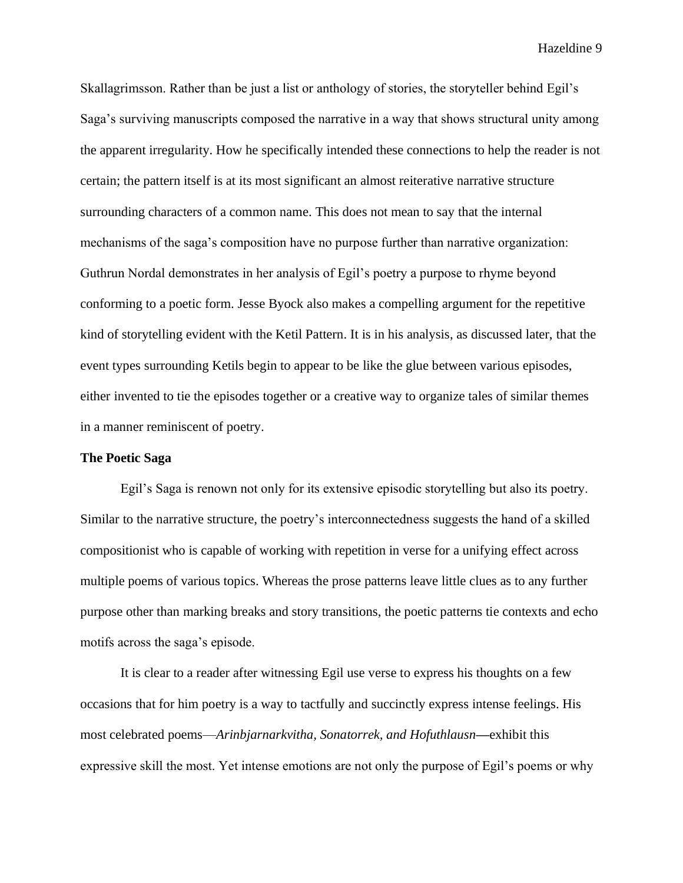Skallagrimsson. Rather than be just a list or anthology of stories, the storyteller behind Egil's Saga's surviving manuscripts composed the narrative in a way that shows structural unity among the apparent irregularity. How he specifically intended these connections to help the reader is not certain; the pattern itself is at its most significant an almost reiterative narrative structure surrounding characters of a common name. This does not mean to say that the internal mechanisms of the saga's composition have no purpose further than narrative organization: Guthrun Nordal demonstrates in her analysis of Egil's poetry a purpose to rhyme beyond conforming to a poetic form. Jesse Byock also makes a compelling argument for the repetitive kind of storytelling evident with the Ketil Pattern. It is in his analysis, as discussed later, that the event types surrounding Ketils begin to appear to be like the glue between various episodes, either invented to tie the episodes together or a creative way to organize tales of similar themes in a manner reminiscent of poetry.

**The Poetic Saga**

Egil's Saga is renown not only for its extensive episodic storytelling but also its poetry. Similar to the narrative structure, the poetry's interconnectedness suggests the hand of a skilled compositionist who is capable of working with repetition in verse for a unifying effect across multiple poems of various topics. Whereas the prose patterns leave little clues as to any further purpose other than marking breaks and story transitions, the poetic patterns tie contexts and echo motifs across the saga's episode.

It is clear to a reader after witnessing Egil use verse to express his thoughts on a few occasions that for him poetry is a way to tactfully and succinctly express intense feelings. His most celebrated poems—*Arinbjarnarkvitha, Sonatorrek, and Hofuthlausn*—exhibit this expressive skill the most. Yet intense emotions are not only the purpose of Egil's poems or why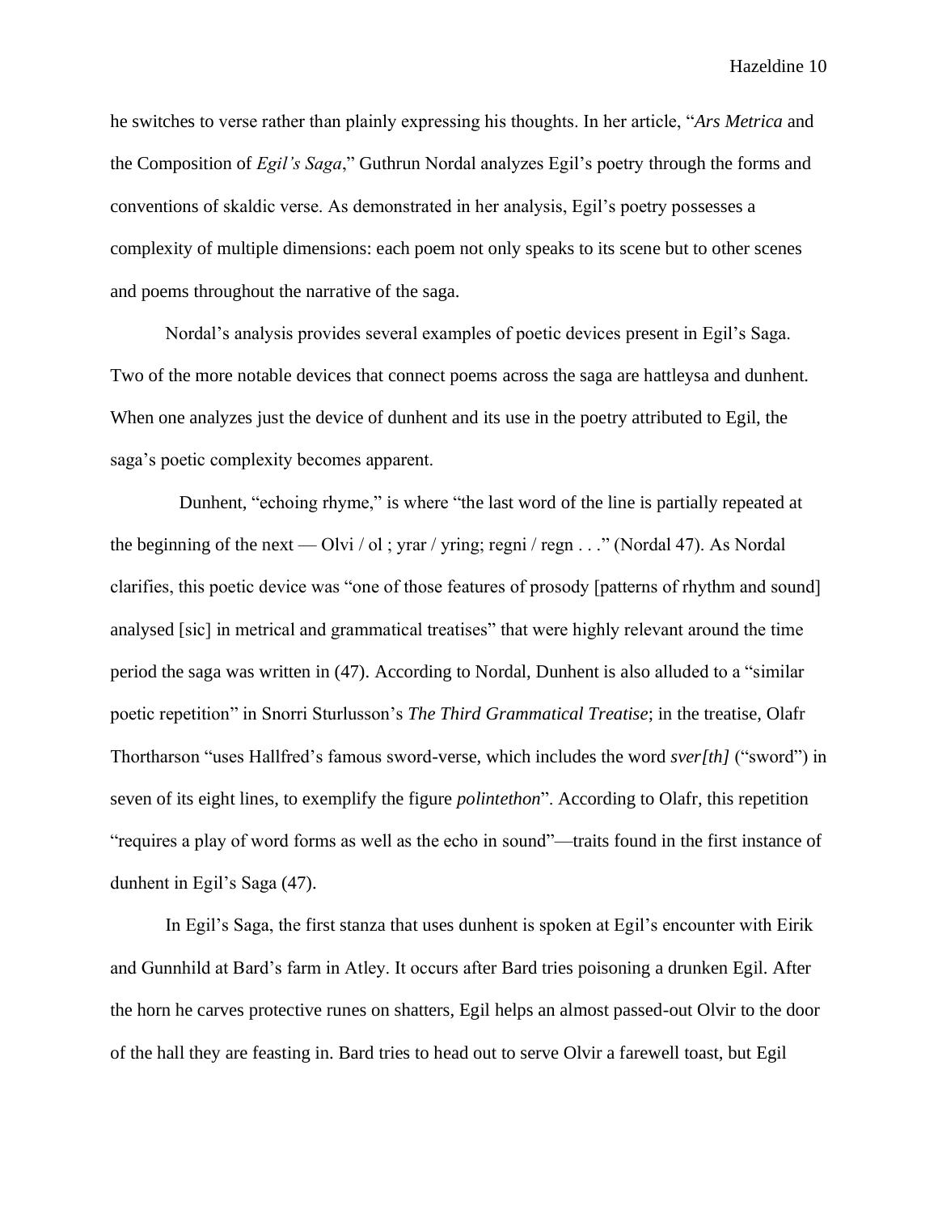he switches to verse rather than plainly expressing his thoughts. In her article, "*Ars Metrica* and the Composition of *Egil's Saga*," Guthrun Nordal analyzes Egil's poetry through the forms and conventions of skaldic verse. As demonstrated in her analysis, Egil's poetry possesses a complexity of multiple dimensions: each poem not only speaks to its scene but to other scenes and poems throughout the narrative of the saga.

Nordal's analysis provides several examples of poetic devices present in Egil's Saga. Two of the more notable devices that connect poems across the saga are hattleysa and dunhent. When one analyzes just the device of dunhent and its use in the poetry attributed to Egil, the saga's poetic complexity becomes apparent.

Dunhent, "echoing rhyme," is where "the last word of the line is partially repeated at the beginning of the next — Olvi / ol ; yrar / yring; regni / regn . . ." (Nordal 47). As Nordal clarifies, this poetic device was "one of those features of prosody [patterns of rhythm and sound] analysed [sic] in metrical and grammatical treatises" that were highly relevant around the time period the saga was written in (47). According to Nordal, Dunhent is also alluded to a "similar poetic repetition" in Snorri Sturlusson's *The Third Grammatical Treatise*; in the treatise, Olafr Thortharson "uses Hallfred's famous sword-verse, which includes the word *sver[th]* ("sword") in seven of its eight lines, to exemplify the figure *polintethon*". According to Olafr, this repetition "requires a play of word forms as well as the echo in sound"—traits found in the first instance of dunhent in Egil's Saga (47).

In Egil's Saga, the first stanza that uses dunhent is spoken at Egil's encounter with Eirik and Gunnhild at Bard's farm in Atley. It occurs after Bard tries poisoning a drunken Egil. After the horn he carves protective runes on shatters, Egil helps an almost passed-out Olvir to the door of the hall they are feasting in. Bard tries to head out to serve Olvir a farewell toast, but Egil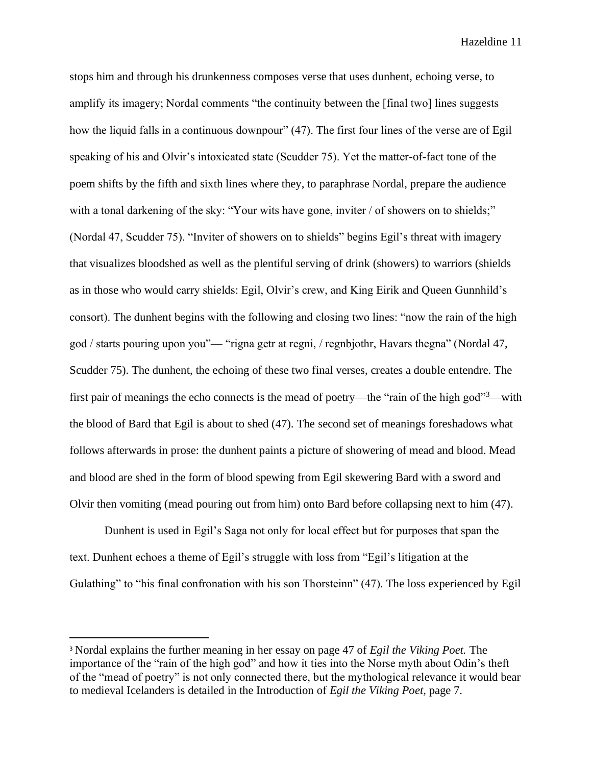stops him and through his drunkenness composes verse that uses dunhent, echoing verse, to amplify its imagery; Nordal comments "the continuity between the [final two] lines suggests how the liquid falls in a continuous downpour" (47). The first four lines of the verse are of Egil speaking of his and Olvir's intoxicated state (Scudder 75). Yet the matter-of-fact tone of the poem shifts by the fifth and sixth lines where they, to paraphrase Nordal, prepare the audience with a tonal darkening of the sky: "Your wits have gone, inviter / of showers on to shields;" (Nordal 47, Scudder 75). "Inviter of showers on to shields" begins Egil's threat with imagery that visualizes bloodshed as well as the plentiful serving of drink (showers) to warriors (shields as in those who would carry shields: Egil, Olvir's crew, and King Eirik and Queen Gunnhild's consort). The dunhent begins with the following and closing two lines: "now the rain of the high god / starts pouring upon you"— "rigna getr at regni, / regnbjothr, Havars thegna" (Nordal 47, Scudder 75). The dunhent, the echoing of these two final verses, creates a double entendre. The first pair of meanings the echo connects is the mead of poetry—the "rain of the high god"[3]—with the blood of Bard that Egil is about to shed (47). The second set of meanings foreshadows what follows afterwards in prose: the dunhent paints a picture of showering of mead and blood. Mead and blood are shed in the form of blood spewing from Egil skewering Bard with a sword and Olvir then vomiting (mead pouring out from him) onto Bard before collapsing next to him (47).

Dunhent is used in Egil's Saga not only for local effect but for purposes that span the text. Dunhent echoes a theme of Egil's struggle with loss from "Egil's litigation at the Gulathing" to "his final confronation with his son Thorsteinn" (47). The loss experienced by Egil

---

[3] Nordal explains the further meaning in her essay on page 47 of *Egil the Viking Poet.* The importance of the "rain of the high god" and how it ties into the Norse myth about Odin's theft of the "mead of poetry" is not only connected there, but the mythological relevance it would bear to medieval Icelanders is detailed in the Introduction of *Egil the Viking Poet,* page 7.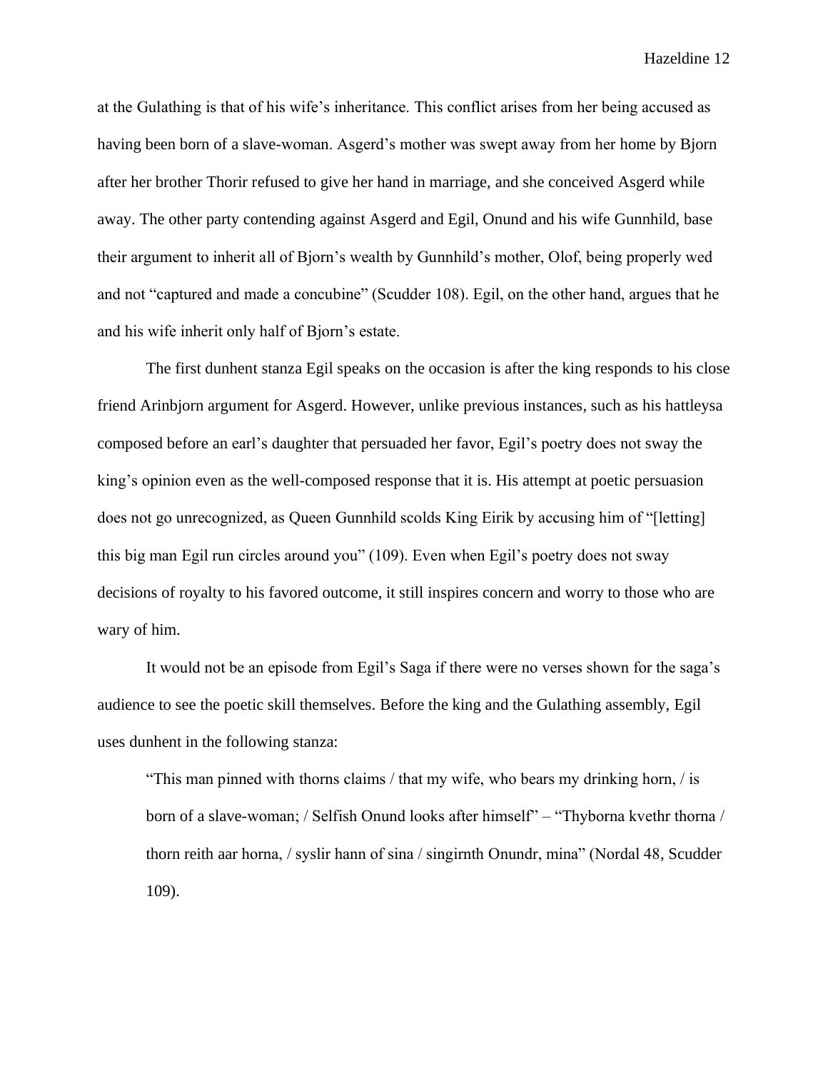at the Gulathing is that of his wife's inheritance. This conflict arises from her being accused as having been born of a slave-woman. Asgerd's mother was swept away from her home by Bjorn after her brother Thorir refused to give her hand in marriage, and she conceived Asgerd while away. The other party contending against Asgerd and Egil, Onund and his wife Gunnhild, base their argument to inherit all of Bjorn's wealth by Gunnhild's mother, Olof, being properly wed and not "captured and made a concubine" (Scudder 108). Egil, on the other hand, argues that he and his wife inherit only half of Bjorn's estate.

The first dunhent stanza Egil speaks on the occasion is after the king responds to his close friend Arinbjorn argument for Asgerd. However, unlike previous instances, such as his hattleysa composed before an earl's daughter that persuaded her favor, Egil's poetry does not sway the king's opinion even as the well-composed response that it is. His attempt at poetic persuasion does not go unrecognized, as Queen Gunnhild scolds King Eirik by accusing him of "[letting] this big man Egil run circles around you" (109). Even when Egil's poetry does not sway decisions of royalty to his favored outcome, it still inspires concern and worry to those who are wary of him.

It would not be an episode from Egil's Saga if there were no verses shown for the saga's audience to see the poetic skill themselves. Before the king and the Gulathing assembly, Egil uses dunhent in the following stanza:

> "This man pinned with thorns claims / that my wife, who bears my drinking horn, / is born of a slave-woman; / Selfish Onund looks after himself" – "Thyborna kvethr thorna / thorn reith aar horna, / syslir hann of sina / singirnth Onundr, mina" (Nordal 48, Scudder 109).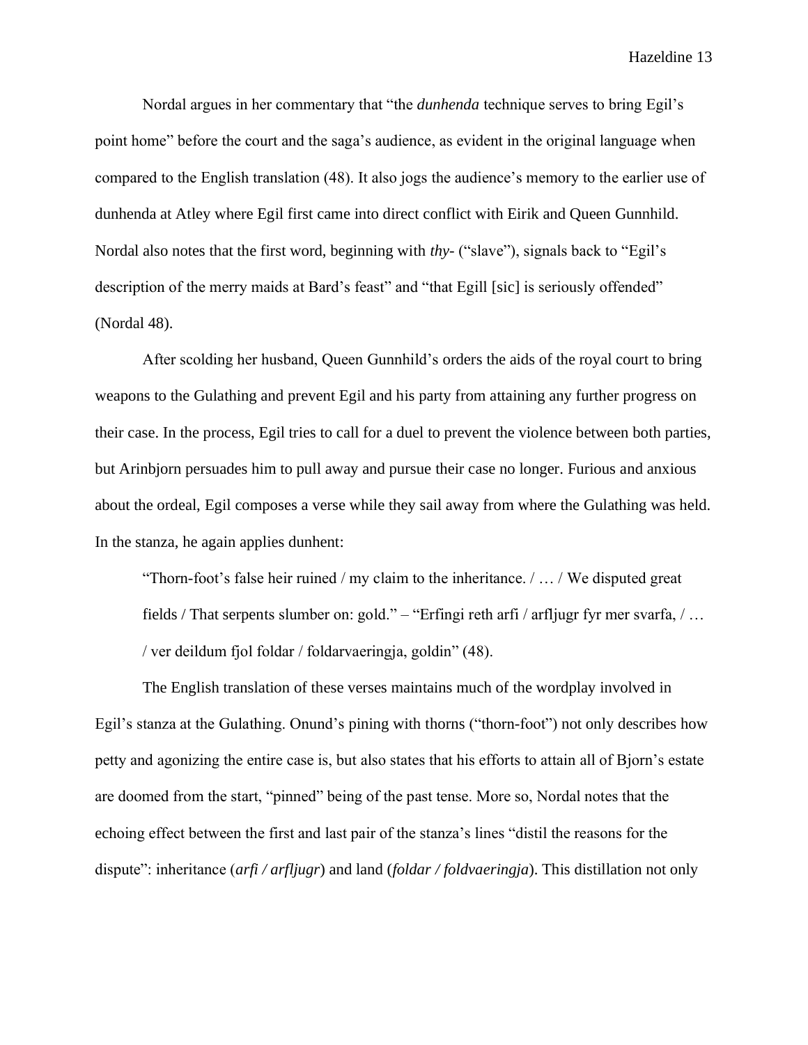Nordal argues in her commentary that "the *dunhenda* technique serves to bring Egil's point home" before the court and the saga's audience, as evident in the original language when compared to the English translation (48). It also jogs the audience's memory to the earlier use of dunhenda at Atley where Egil first came into direct conflict with Eirik and Queen Gunnhild. Nordal also notes that the first word, beginning with *thy-* ("slave"), signals back to "Egil's description of the merry maids at Bard's feast" and "that Egill [sic] is seriously offended" (Nordal 48).

After scolding her husband, Queen Gunnhild's orders the aids of the royal court to bring weapons to the Gulathing and prevent Egil and his party from attaining any further progress on their case. In the process, Egil tries to call for a duel to prevent the violence between both parties, but Arinbjorn persuades him to pull away and pursue their case no longer. Furious and anxious about the ordeal, Egil composes a verse while they sail away from where the Gulathing was held. In the stanza, he again applies dunhent:

> "Thorn-foot's false heir ruined / my claim to the inheritance. / … / We disputed great fields / That serpents slumber on: gold." – "Erfingi reth arfi / arfljugr fyr mer svarfa, / … / ver deildum fjol foldar / foldarvaeringja, goldin" (48).

The English translation of these verses maintains much of the wordplay involved in Egil's stanza at the Gulathing. Onund's pining with thorns ("thorn-foot") not only describes how petty and agonizing the entire case is, but also states that his efforts to attain all of Bjorn's estate are doomed from the start, "pinned" being of the past tense. More so, Nordal notes that the echoing effect between the first and last pair of the stanza's lines "distil the reasons for the dispute": inheritance (*arfi / arfljugr*) and land (*foldar / foldvaeringja*). This distillation not only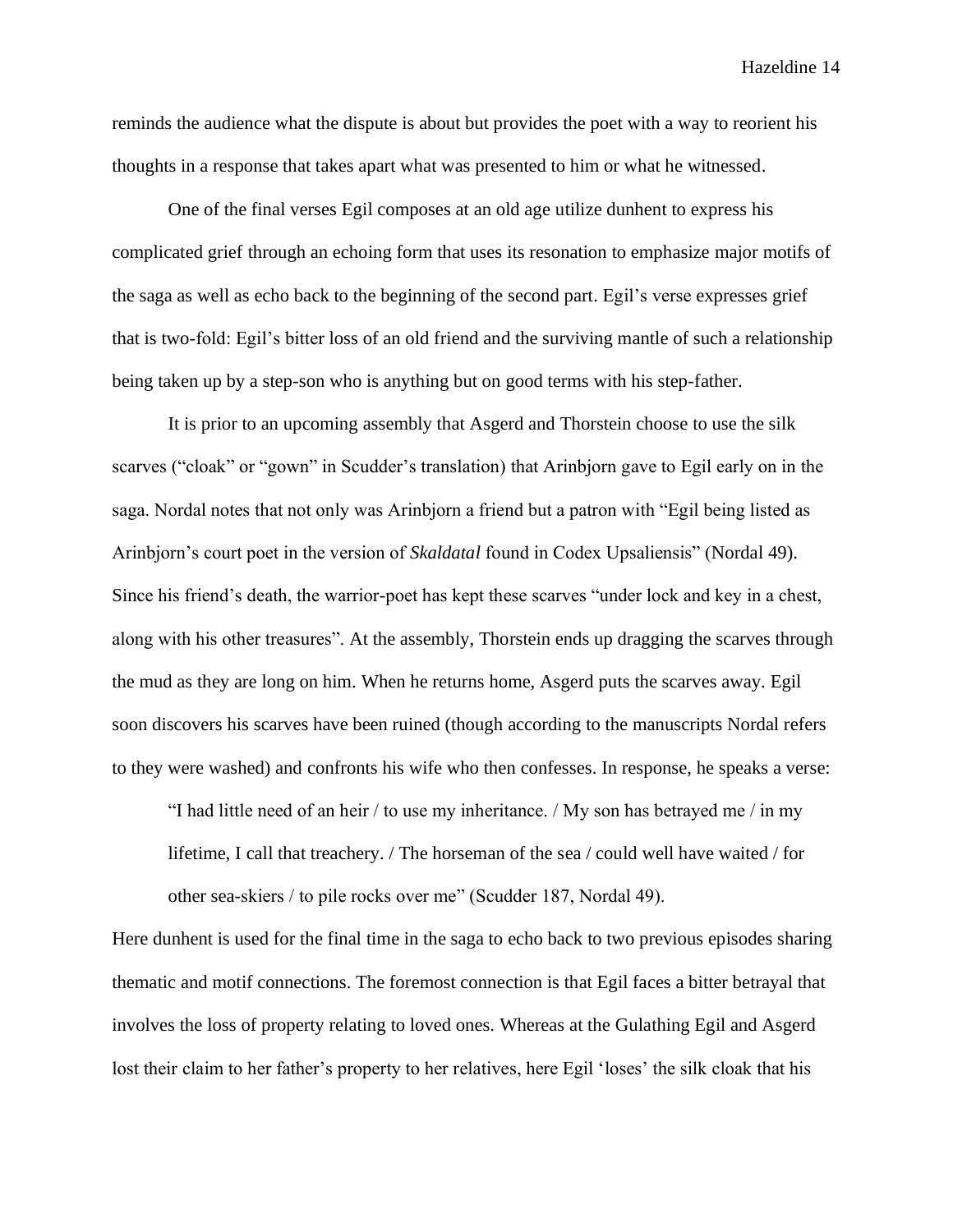reminds the audience what the dispute is about but provides the poet with a way to reorient his thoughts in a response that takes apart what was presented to him or what he witnessed.

One of the final verses Egil composes at an old age utilize dunhent to express his complicated grief through an echoing form that uses its resonation to emphasize major motifs of the saga as well as echo back to the beginning of the second part. Egil's verse expresses grief that is two-fold: Egil's bitter loss of an old friend and the surviving mantle of such a relationship being taken up by a step-son who is anything but on good terms with his step-father.

It is prior to an upcoming assembly that Asgerd and Thorstein choose to use the silk scarves ("cloak" or "gown" in Scudder's translation) that Arinbjorn gave to Egil early on in the saga. Nordal notes that not only was Arinbjorn a friend but a patron with "Egil being listed as Arinbjorn's court poet in the version of *Skaldatal* found in Codex Upsaliensis" (Nordal 49). Since his friend's death, the warrior-poet has kept these scarves "under lock and key in a chest, along with his other treasures". At the assembly, Thorstein ends up dragging the scarves through the mud as they are long on him. When he returns home, Asgerd puts the scarves away. Egil soon discovers his scarves have been ruined (though according to the manuscripts Nordal refers to they were washed) and confronts his wife who then confesses. In response, he speaks a verse:

> "I had little need of an heir / to use my inheritance. / My son has betrayed me / in my lifetime, I call that treachery. / The horseman of the sea / could well have waited / for other sea-skiers / to pile rocks over me" (Scudder 187, Nordal 49).

Here dunhent is used for the final time in the saga to echo back to two previous episodes sharing thematic and motif connections. The foremost connection is that Egil faces a bitter betrayal that involves the loss of property relating to loved ones. Whereas at the Gulathing Egil and Asgerd lost their claim to her father's property to her relatives, here Egil 'loses' the silk cloak that his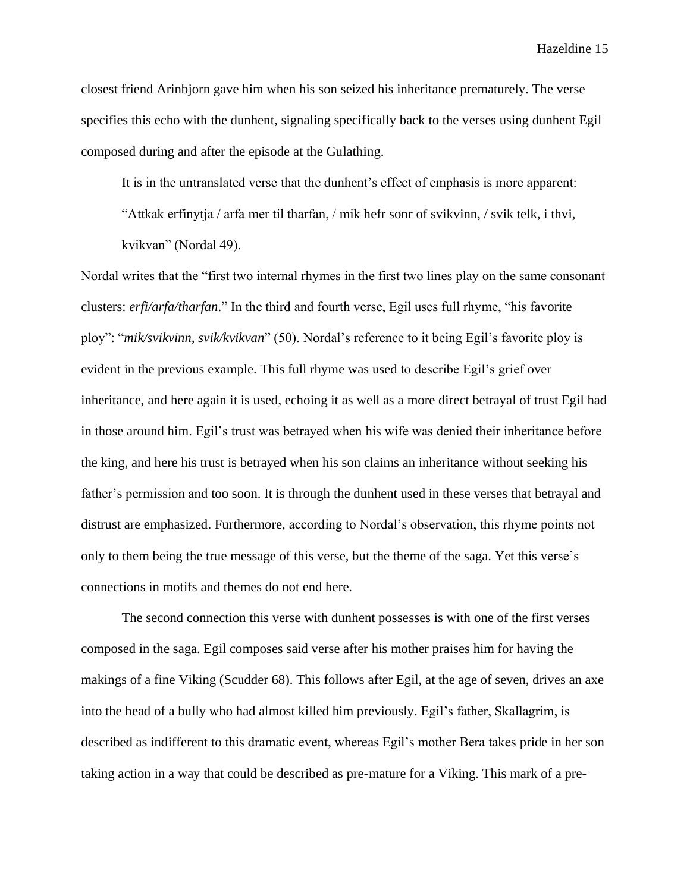closest friend Arinbjorn gave him when his son seized his inheritance prematurely. The verse specifies this echo with the dunhent, signaling specifically back to the verses using dunhent Egil composed during and after the episode at the Gulathing.

> It is in the untranslated verse that the dunhent's effect of emphasis is more apparent: "Attkak erfinytja / arfa mer til tharfan, / mik hefr sonr of svikvinn, / svik telk, i thvi, kvikvan" (Nordal 49).

Nordal writes that the "first two internal rhymes in the first two lines play on the same consonant clusters: *erfi/arfa/tharfan*." In the third and fourth verse, Egil uses full rhyme, "his favorite ploy": "*mik/svikvinn, svik/kvikvan*" (50). Nordal's reference to it being Egil's favorite ploy is evident in the previous example. This full rhyme was used to describe Egil's grief over inheritance, and here again it is used, echoing it as well as a more direct betrayal of trust Egil had in those around him. Egil's trust was betrayed when his wife was denied their inheritance before the king, and here his trust is betrayed when his son claims an inheritance without seeking his father's permission and too soon. It is through the dunhent used in these verses that betrayal and distrust are emphasized. Furthermore, according to Nordal's observation, this rhyme points not only to them being the true message of this verse, but the theme of the saga. Yet this verse's connections in motifs and themes do not end here.

The second connection this verse with dunhent possesses is with one of the first verses composed in the saga. Egil composes said verse after his mother praises him for having the makings of a fine Viking (Scudder 68). This follows after Egil, at the age of seven, drives an axe into the head of a bully who had almost killed him previously. Egil's father, Skallagrim, is described as indifferent to this dramatic event, whereas Egil's mother Bera takes pride in her son taking action in a way that could be described as pre-mature for a Viking. This mark of a pre-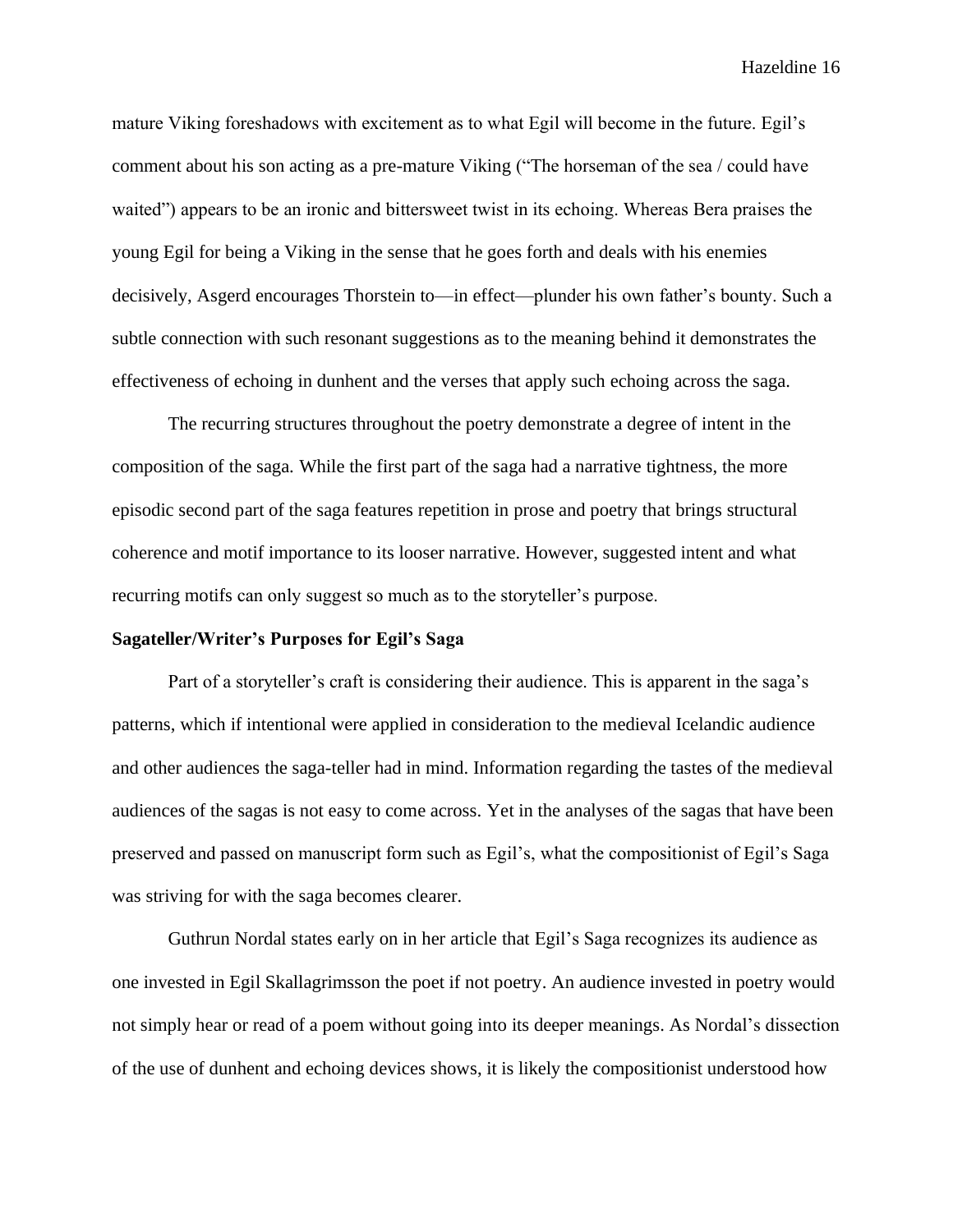mature Viking foreshadows with excitement as to what Egil will become in the future. Egil's comment about his son acting as a pre-mature Viking ("The horseman of the sea / could have waited") appears to be an ironic and bittersweet twist in its echoing. Whereas Bera praises the young Egil for being a Viking in the sense that he goes forth and deals with his enemies decisively, Asgerd encourages Thorstein to—in effect—plunder his own father's bounty. Such a subtle connection with such resonant suggestions as to the meaning behind it demonstrates the effectiveness of echoing in dunhent and the verses that apply such echoing across the saga.

The recurring structures throughout the poetry demonstrate a degree of intent in the composition of the saga. While the first part of the saga had a narrative tightness, the more episodic second part of the saga features repetition in prose and poetry that brings structural coherence and motif importance to its looser narrative. However, suggested intent and what recurring motifs can only suggest so much as to the storyteller's purpose.

**Sagateller/Writer's Purposes for Egil's Saga**

Part of a storyteller's craft is considering their audience. This is apparent in the saga's patterns, which if intentional were applied in consideration to the medieval Icelandic audience and other audiences the saga-teller had in mind. Information regarding the tastes of the medieval audiences of the sagas is not easy to come across. Yet in the analyses of the sagas that have been preserved and passed on manuscript form such as Egil's, what the compositionist of Egil's Saga was striving for with the saga becomes clearer.

Guthrun Nordal states early on in her article that Egil's Saga recognizes its audience as one invested in Egil Skallagrimsson the poet if not poetry. An audience invested in poetry would not simply hear or read of a poem without going into its deeper meanings. As Nordal's dissection of the use of dunhent and echoing devices shows, it is likely the compositionist understood how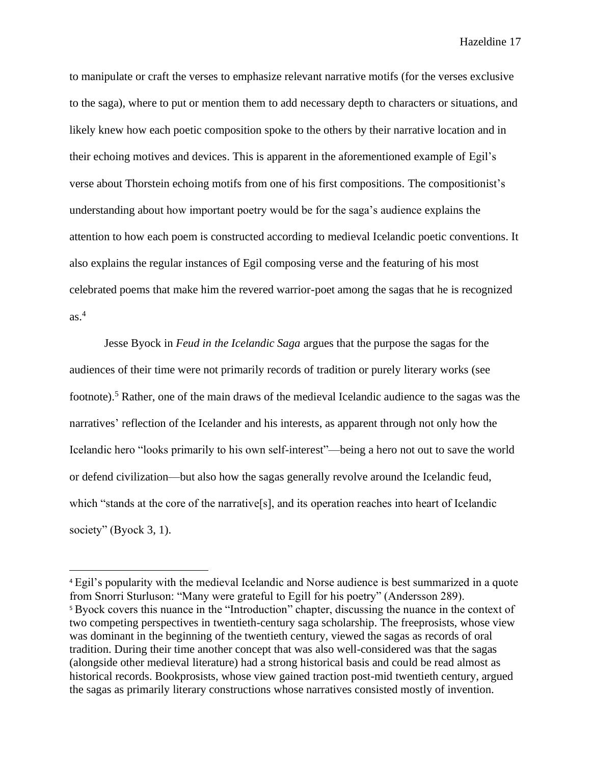to manipulate or craft the verses to emphasize relevant narrative motifs (for the verses exclusive to the saga), where to put or mention them to add necessary depth to characters or situations, and likely knew how each poetic composition spoke to the others by their narrative location and in their echoing motives and devices. This is apparent in the aforementioned example of Egil's verse about Thorstein echoing motifs from one of his first compositions. The compositionist's understanding about how important poetry would be for the saga's audience explains the attention to how each poem is constructed according to medieval Icelandic poetic conventions. It also explains the regular instances of Egil composing verse and the featuring of his most celebrated poems that make him the revered warrior-poet among the sagas that he is recognized as.[4]

Jesse Byock in *Feud in the Icelandic Saga* argues that the purpose the sagas for the audiences of their time were not primarily records of tradition or purely literary works (see footnote).[5] Rather, one of the main draws of the medieval Icelandic audience to the sagas was the narratives' reflection of the Icelander and his interests, as apparent through not only how the Icelandic hero "looks primarily to his own self-interest"—being a hero not out to save the world or defend civilization—but also how the sagas generally revolve around the Icelandic feud, which "stands at the core of the narrative[s], and its operation reaches into heart of Icelandic society" (Byock 3, 1).

---

[4] Egil's popularity with the medieval Icelandic and Norse audience is best summarized in a quote from Snorri Sturluson: "Many were grateful to Egill for his poetry" (Andersson 289).

[5] Byock covers this nuance in the "Introduction" chapter, discussing the nuance in the context of two competing perspectives in twentieth-century saga scholarship. The freeprosists, whose view was dominant in the beginning of the twentieth century, viewed the sagas as records of oral tradition. During their time another concept that was also well-considered was that the sagas (alongside other medieval literature) had a strong historical basis and could be read almost as historical records. Bookprosists, whose view gained traction post-mid twentieth century, argued the sagas as primarily literary constructions whose narratives consisted mostly of invention.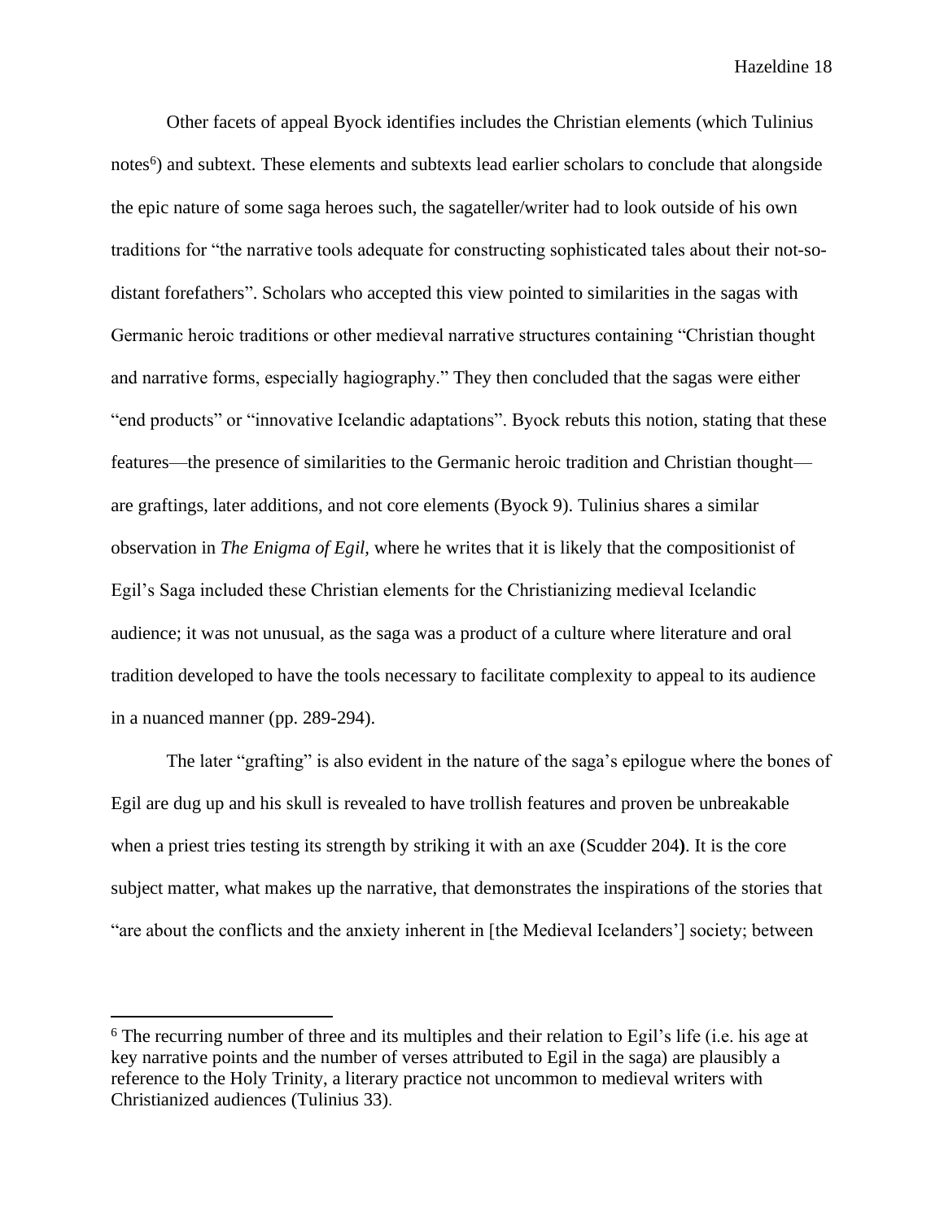Other facets of appeal Byock identifies includes the Christian elements (which Tulinius notes[6]) and subtext. These elements and subtexts lead earlier scholars to conclude that alongside the epic nature of some saga heroes such, the sagateller/writer had to look outside of his own traditions for "the narrative tools adequate for constructing sophisticated tales about their not-so-distant forefathers". Scholars who accepted this view pointed to similarities in the sagas with Germanic heroic traditions or other medieval narrative structures containing "Christian thought and narrative forms, especially hagiography." They then concluded that the sagas were either "end products" or "innovative Icelandic adaptations". Byock rebuts this notion, stating that these features—the presence of similarities to the Germanic heroic tradition and Christian thought—are graftings, later additions, and not core elements (Byock 9). Tulinius shares a similar observation in *The Enigma of Egil*, where he writes that it is likely that the compositionist of Egil's Saga included these Christian elements for the Christianizing medieval Icelandic audience; it was not unusual, as the saga was a product of a culture where literature and oral tradition developed to have the tools necessary to facilitate complexity to appeal to its audience in a nuanced manner (pp. 289-294).

The later "grafting" is also evident in the nature of the saga's epilogue where the bones of Egil are dug up and his skull is revealed to have trollish features and proven be unbreakable when a priest tries testing its strength by striking it with an axe (Scudder 204**)**. It is the core subject matter, what makes up the narrative, that demonstrates the inspirations of the stories that "are about the conflicts and the anxiety inherent in [the Medieval Icelanders'] society; between

[6] The recurring number of three and its multiples and their relation to Egil's life (i.e. his age at key narrative points and the number of verses attributed to Egil in the saga) are plausibly a reference to the Holy Trinity, a literary practice not uncommon to medieval writers with Christianized audiences (Tulinius 33).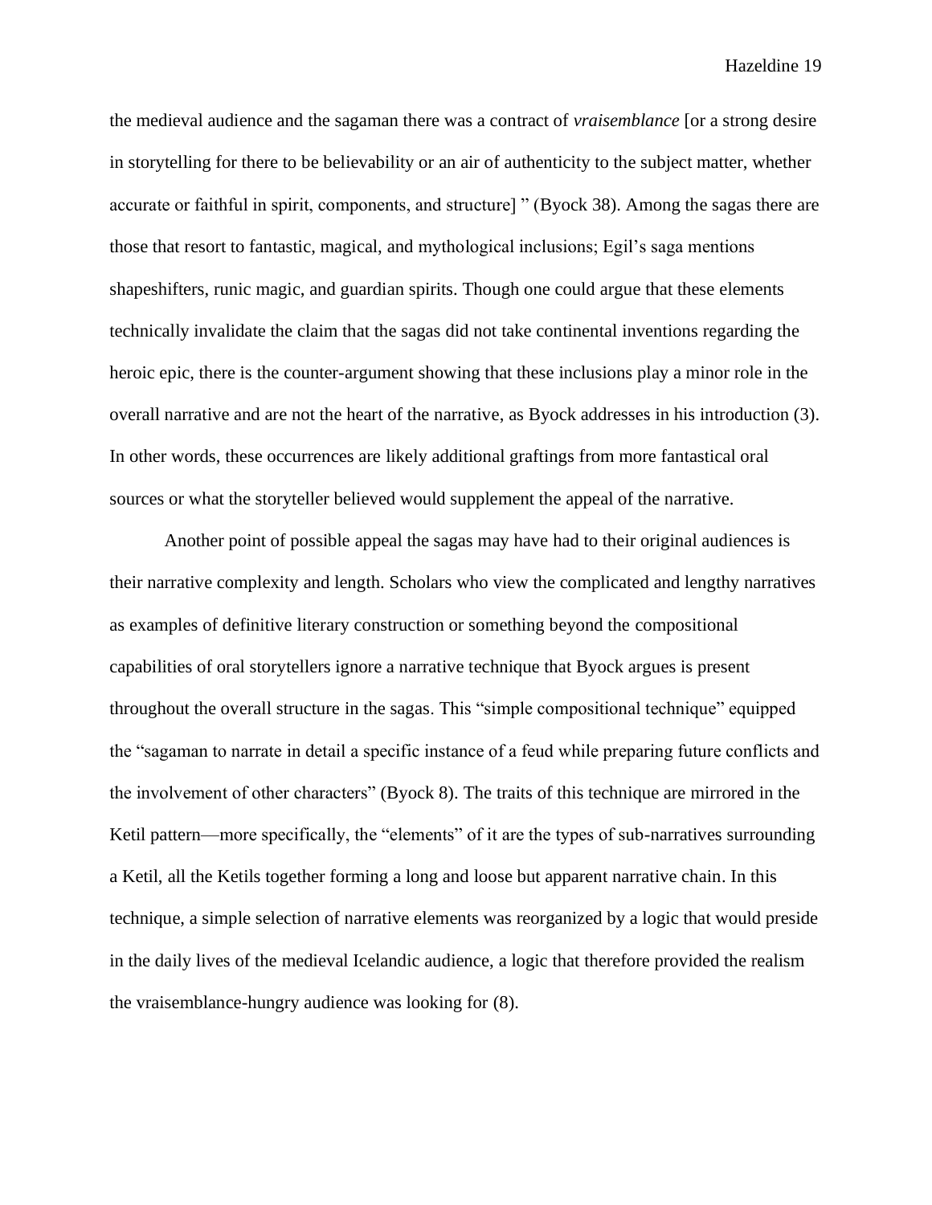the medieval audience and the sagaman there was a contract of *vraisemblance* [or a strong desire in storytelling for there to be believability or an air of authenticity to the subject matter, whether accurate or faithful in spirit, components, and structure] " (Byock 38). Among the sagas there are those that resort to fantastic, magical, and mythological inclusions; Egil's saga mentions shapeshifters, runic magic, and guardian spirits. Though one could argue that these elements technically invalidate the claim that the sagas did not take continental inventions regarding the heroic epic, there is the counter-argument showing that these inclusions play a minor role in the overall narrative and are not the heart of the narrative, as Byock addresses in his introduction (3). In other words, these occurrences are likely additional graftings from more fantastical oral sources or what the storyteller believed would supplement the appeal of the narrative.

Another point of possible appeal the sagas may have had to their original audiences is their narrative complexity and length. Scholars who view the complicated and lengthy narratives as examples of definitive literary construction or something beyond the compositional capabilities of oral storytellers ignore a narrative technique that Byock argues is present throughout the overall structure in the sagas. This "simple compositional technique" equipped the "sagaman to narrate in detail a specific instance of a feud while preparing future conflicts and the involvement of other characters" (Byock 8). The traits of this technique are mirrored in the Ketil pattern—more specifically, the "elements" of it are the types of sub-narratives surrounding a Ketil, all the Ketils together forming a long and loose but apparent narrative chain. In this technique, a simple selection of narrative elements was reorganized by a logic that would preside in the daily lives of the medieval Icelandic audience, a logic that therefore provided the realism the vraisemblance-hungry audience was looking for (8).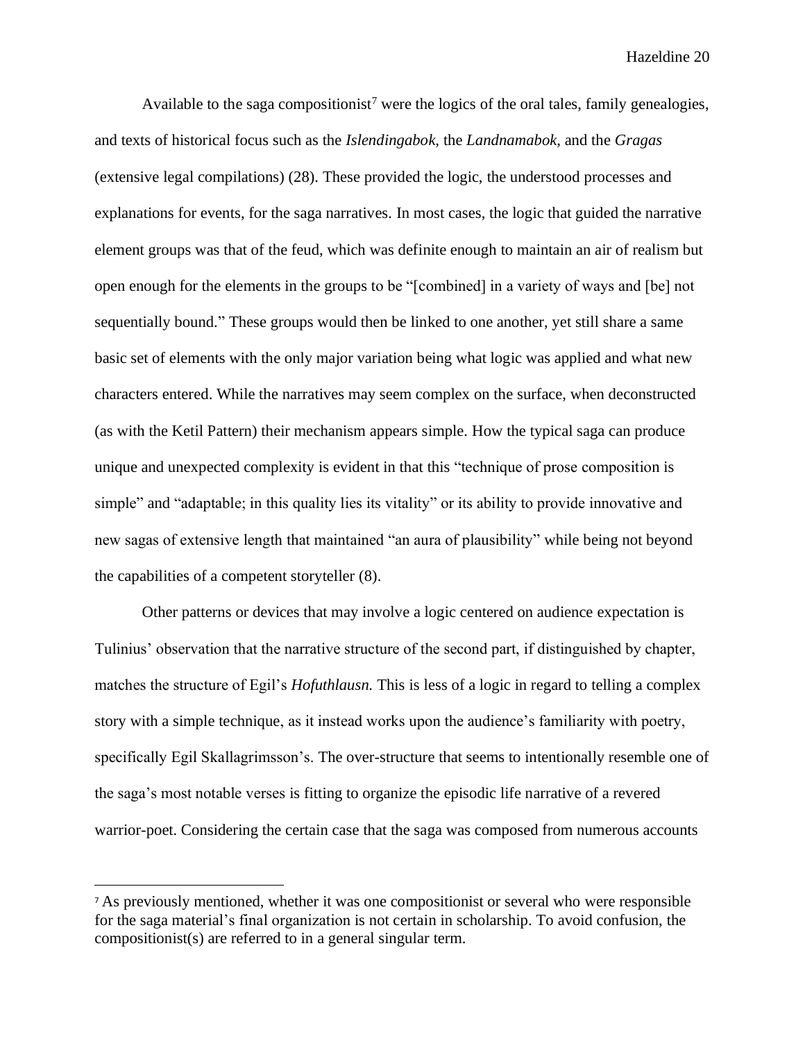Available to the saga compositionist[7] were the logics of the oral tales, family genealogies, and texts of historical focus such as the *Islendingabok*, the *Landnamabok*, and the *Gragas* (extensive legal compilations) (28). These provided the logic, the understood processes and explanations for events, for the saga narratives. In most cases, the logic that guided the narrative element groups was that of the feud, which was definite enough to maintain an air of realism but open enough for the elements in the groups to be "[combined] in a variety of ways and [be] not sequentially bound." These groups would then be linked to one another, yet still share a same basic set of elements with the only major variation being what logic was applied and what new characters entered. While the narratives may seem complex on the surface, when deconstructed (as with the Ketil Pattern) their mechanism appears simple. How the typical saga can produce unique and unexpected complexity is evident in that this "technique of prose composition is simple" and "adaptable; in this quality lies its vitality" or its ability to provide innovative and new sagas of extensive length that maintained "an aura of plausibility" while being not beyond the capabilities of a competent storyteller (8).

Other patterns or devices that may involve a logic centered on audience expectation is Tulinius' observation that the narrative structure of the second part, if distinguished by chapter, matches the structure of Egil's *Hofuthlausn.* This is less of a logic in regard to telling a complex story with a simple technique, as it instead works upon the audience's familiarity with poetry, specifically Egil Skallagrimsson's. The over-structure that seems to intentionally resemble one of the saga's most notable verses is fitting to organize the episodic life narrative of a revered warrior-poet. Considering the certain case that the saga was composed from numerous accounts

[7] As previously mentioned, whether it was one compositionist or several who were responsible for the saga material's final organization is not certain in scholarship. To avoid confusion, the compositionist(s) are referred to in a general singular term.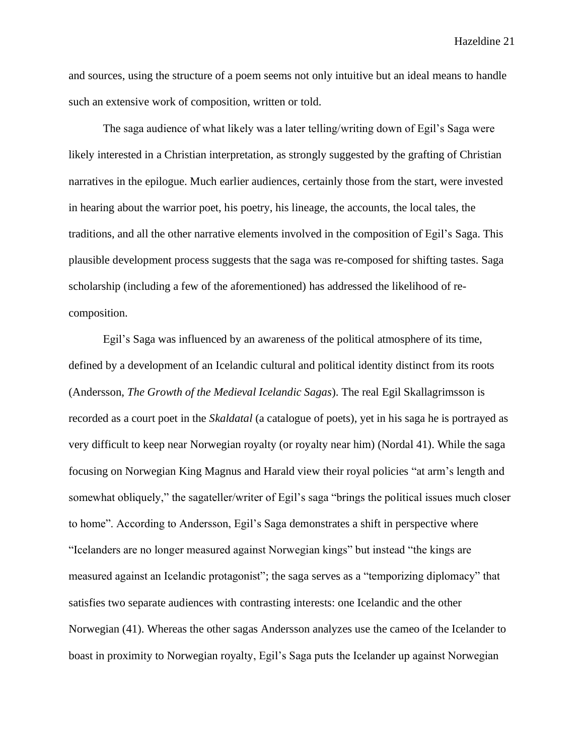and sources, using the structure of a poem seems not only intuitive but an ideal means to handle such an extensive work of composition, written or told.

The saga audience of what likely was a later telling/writing down of Egil's Saga were likely interested in a Christian interpretation, as strongly suggested by the grafting of Christian narratives in the epilogue. Much earlier audiences, certainly those from the start, were invested in hearing about the warrior poet, his poetry, his lineage, the accounts, the local tales, the traditions, and all the other narrative elements involved in the composition of Egil's Saga. This plausible development process suggests that the saga was re-composed for shifting tastes. Saga scholarship (including a few of the aforementioned) has addressed the likelihood of re-composition.

Egil's Saga was influenced by an awareness of the political atmosphere of its time, defined by a development of an Icelandic cultural and political identity distinct from its roots (Andersson, *The Growth of the Medieval Icelandic Sagas*). The real Egil Skallagrimsson is recorded as a court poet in the *Skaldatal* (a catalogue of poets), yet in his saga he is portrayed as very difficult to keep near Norwegian royalty (or royalty near him) (Nordal 41). While the saga focusing on Norwegian King Magnus and Harald view their royal policies "at arm's length and somewhat obliquely," the sagateller/writer of Egil's saga "brings the political issues much closer to home". According to Andersson, Egil's Saga demonstrates a shift in perspective where "Icelanders are no longer measured against Norwegian kings" but instead "the kings are measured against an Icelandic protagonist"; the saga serves as a "temporizing diplomacy" that satisfies two separate audiences with contrasting interests: one Icelandic and the other Norwegian (41). Whereas the other sagas Andersson analyzes use the cameo of the Icelander to boast in proximity to Norwegian royalty, Egil's Saga puts the Icelander up against Norwegian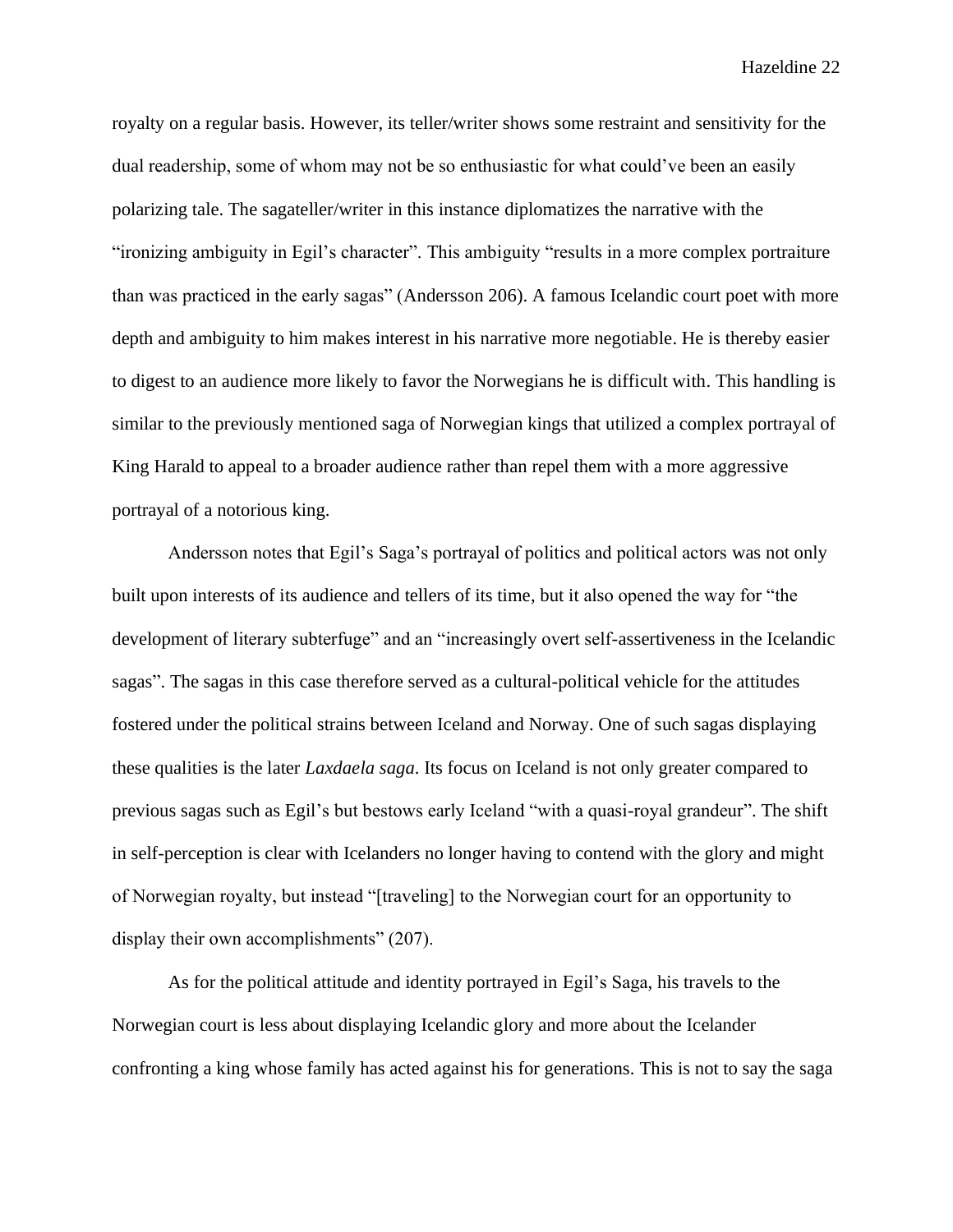royalty on a regular basis. However, its teller/writer shows some restraint and sensitivity for the dual readership, some of whom may not be so enthusiastic for what could've been an easily polarizing tale. The sagateller/writer in this instance diplomatizes the narrative with the "ironizing ambiguity in Egil's character". This ambiguity "results in a more complex portraiture than was practiced in the early sagas" (Andersson 206). A famous Icelandic court poet with more depth and ambiguity to him makes interest in his narrative more negotiable. He is thereby easier to digest to an audience more likely to favor the Norwegians he is difficult with. This handling is similar to the previously mentioned saga of Norwegian kings that utilized a complex portrayal of King Harald to appeal to a broader audience rather than repel them with a more aggressive portrayal of a notorious king.

Andersson notes that Egil's Saga's portrayal of politics and political actors was not only built upon interests of its audience and tellers of its time, but it also opened the way for "the development of literary subterfuge" and an "increasingly overt self-assertiveness in the Icelandic sagas". The sagas in this case therefore served as a cultural-political vehicle for the attitudes fostered under the political strains between Iceland and Norway. One of such sagas displaying these qualities is the later *Laxdaela saga*. Its focus on Iceland is not only greater compared to previous sagas such as Egil's but bestows early Iceland "with a quasi-royal grandeur". The shift in self-perception is clear with Icelanders no longer having to contend with the glory and might of Norwegian royalty, but instead "[traveling] to the Norwegian court for an opportunity to display their own accomplishments" (207).

As for the political attitude and identity portrayed in Egil's Saga, his travels to the Norwegian court is less about displaying Icelandic glory and more about the Icelander confronting a king whose family has acted against his for generations. This is not to say the saga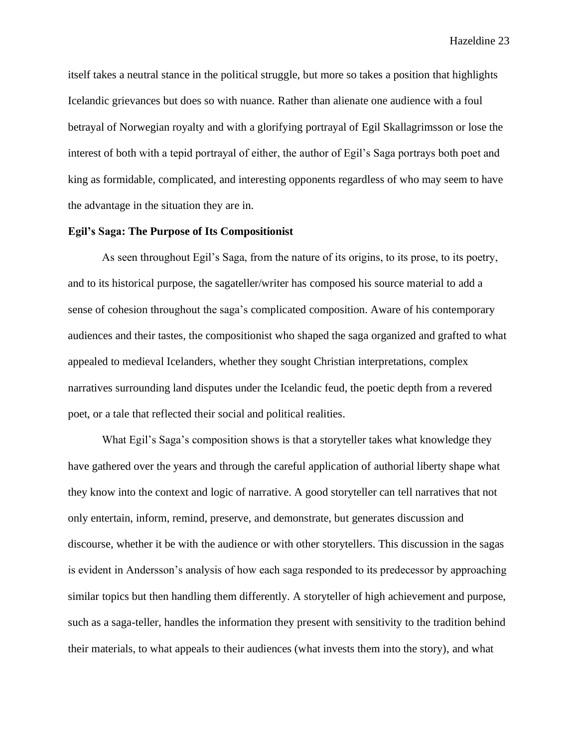itself takes a neutral stance in the political struggle, but more so takes a position that highlights Icelandic grievances but does so with nuance. Rather than alienate one audience with a foul betrayal of Norwegian royalty and with a glorifying portrayal of Egil Skallagrimsson or lose the interest of both with a tepid portrayal of either, the author of Egil's Saga portrays both poet and king as formidable, complicated, and interesting opponents regardless of who may seem to have the advantage in the situation they are in.

**Egil's Saga: The Purpose of Its Compositionist**

As seen throughout Egil's Saga, from the nature of its origins, to its prose, to its poetry, and to its historical purpose, the sagateller/writer has composed his source material to add a sense of cohesion throughout the saga's complicated composition. Aware of his contemporary audiences and their tastes, the compositionist who shaped the saga organized and grafted to what appealed to medieval Icelanders, whether they sought Christian interpretations, complex narratives surrounding land disputes under the Icelandic feud, the poetic depth from a revered poet, or a tale that reflected their social and political realities.

What Egil's Saga's composition shows is that a storyteller takes what knowledge they have gathered over the years and through the careful application of authorial liberty shape what they know into the context and logic of narrative. A good storyteller can tell narratives that not only entertain, inform, remind, preserve, and demonstrate, but generates discussion and discourse, whether it be with the audience or with other storytellers. This discussion in the sagas is evident in Andersson's analysis of how each saga responded to its predecessor by approaching similar topics but then handling them differently. A storyteller of high achievement and purpose, such as a saga-teller, handles the information they present with sensitivity to the tradition behind their materials, to what appeals to their audiences (what invests them into the story), and what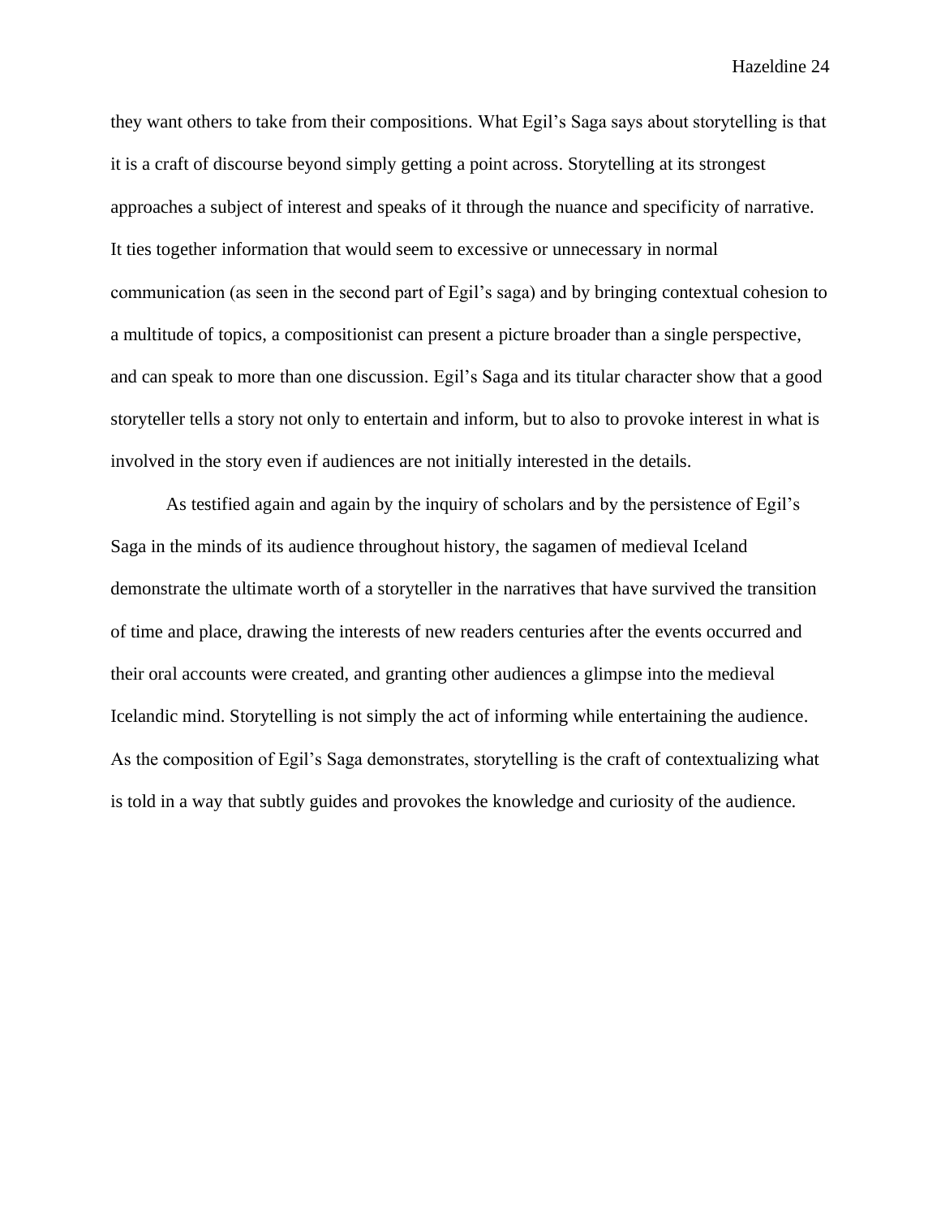they want others to take from their compositions. What Egil's Saga says about storytelling is that it is a craft of discourse beyond simply getting a point across. Storytelling at its strongest approaches a subject of interest and speaks of it through the nuance and specificity of narrative. It ties together information that would seem to excessive or unnecessary in normal communication (as seen in the second part of Egil's saga) and by bringing contextual cohesion to a multitude of topics, a compositionist can present a picture broader than a single perspective, and can speak to more than one discussion. Egil's Saga and its titular character show that a good storyteller tells a story not only to entertain and inform, but to also to provoke interest in what is involved in the story even if audiences are not initially interested in the details.

As testified again and again by the inquiry of scholars and by the persistence of Egil's Saga in the minds of its audience throughout history, the sagamen of medieval Iceland demonstrate the ultimate worth of a storyteller in the narratives that have survived the transition of time and place, drawing the interests of new readers centuries after the events occurred and their oral accounts were created, and granting other audiences a glimpse into the medieval Icelandic mind. Storytelling is not simply the act of informing while entertaining the audience. As the composition of Egil's Saga demonstrates, storytelling is the craft of contextualizing what is told in a way that subtly guides and provokes the knowledge and curiosity of the audience.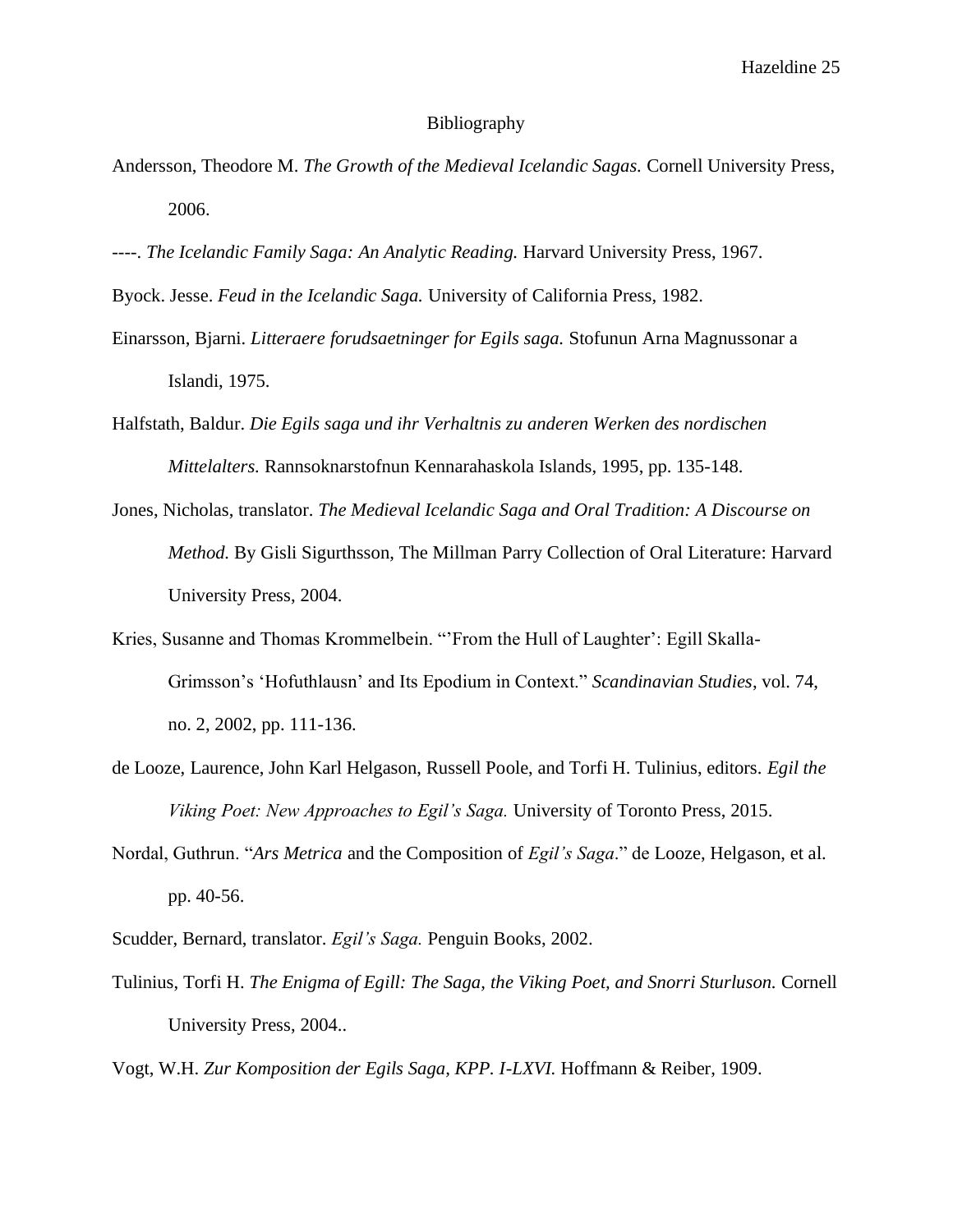# Bibliography

Andersson, Theodore M. *The Growth of the Medieval Icelandic Sagas.* Cornell University Press, 2006.

----. *The Icelandic Family Saga: An Analytic Reading.* Harvard University Press, 1967.

Byock. Jesse. *Feud in the Icelandic Saga.* University of California Press, 1982.

Einarsson, Bjarni. *Litteraere forudsaetninger for Egils saga.* Stofunun Arna Magnussonar a Islandi, 1975.

Halfstath, Baldur. *Die Egils saga und ihr Verhaltnis zu anderen Werken des nordischen Mittelalters.* Rannsoknarstofnun Kennarahaskola Islands, 1995, pp. 135-148.

Jones, Nicholas, translator. *The Medieval Icelandic Saga and Oral Tradition: A Discourse on Method.* By Gisli Sigurthsson, The Millman Parry Collection of Oral Literature: Harvard University Press, 2004.

Kries, Susanne and Thomas Krommelbein. "'From the Hull of Laughter': Egill Skalla-Grimsson's 'Hofuthlausn' and Its Epodium in Context." *Scandinavian Studies*, vol. 74, no. 2, 2002, pp. 111-136.

de Looze, Laurence, John Karl Helgason, Russell Poole, and Torfi H. Tulinius, editors. *Egil the Viking Poet: New Approaches to Egil's Saga.* University of Toronto Press, 2015.

Nordal, Guthrun. "*Ars Metrica* and the Composition of *Egil's Saga*." de Looze, Helgason, et al. pp. 40-56.

Scudder, Bernard, translator. *Egil's Saga.* Penguin Books, 2002.

Tulinius, Torfi H. *The Enigma of Egill: The Saga, the Viking Poet, and Snorri Sturluson.* Cornell University Press, 2004..

Vogt, W.H. *Zur Komposition der Egils Saga, KPP. I-LXVI.* Hoffmann & Reiber, 1909.